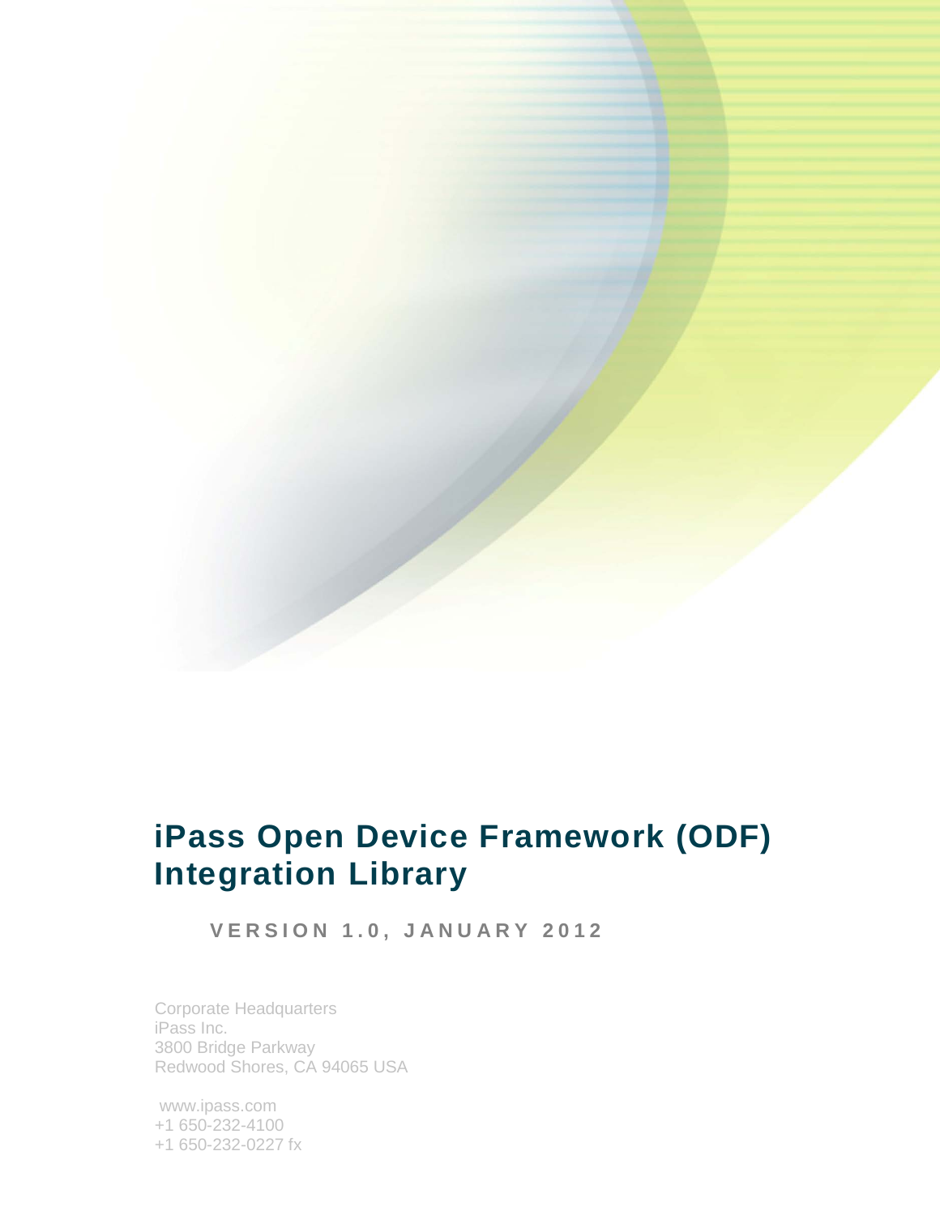# iPass Open Device Framework (ODF) Integration Library

**VERSION 1.0, JANUARY 2012**

Corporate Headquarters
iPass Inc.
3800 Bridge Parkway
Redwood Shores, CA 94065 USA

www.ipass.com
+1 650-232-4100
+1 650-232-0227 fx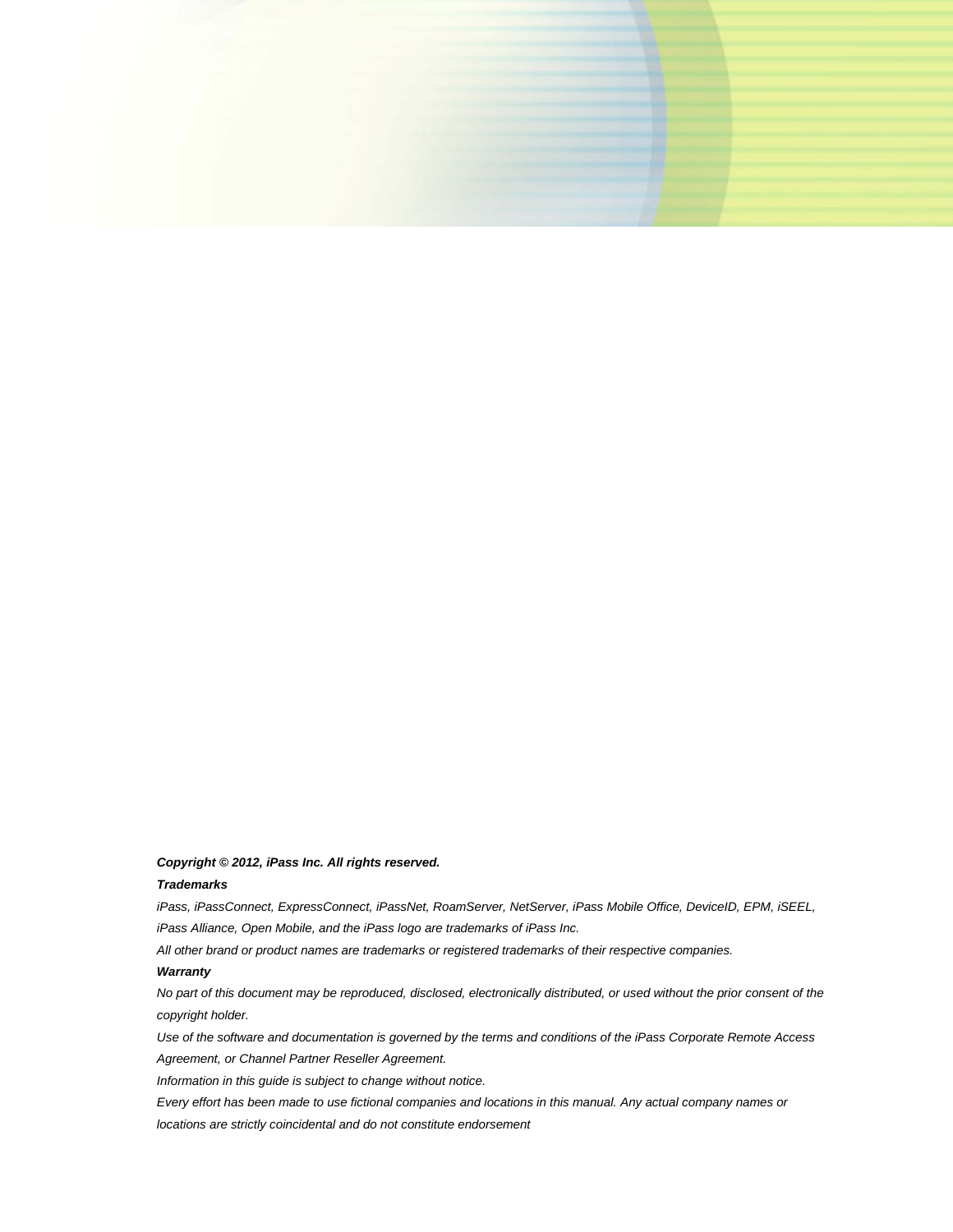***Copyright © 2012, iPass Inc. All rights reserved.***

***Trademarks***

*iPass, iPassConnect, ExpressConnect, iPassNet, RoamServer, NetServer, iPass Mobile Office, DeviceID, EPM, iSEEL, iPass Alliance, Open Mobile, and the iPass logo are trademarks of iPass Inc.*

*All other brand or product names are trademarks or registered trademarks of their respective companies.*

***Warranty***

*No part of this document may be reproduced, disclosed, electronically distributed, or used without the prior consent of the copyright holder.*

*Use of the software and documentation is governed by the terms and conditions of the iPass Corporate Remote Access Agreement, or Channel Partner Reseller Agreement.*

*Information in this guide is subject to change without notice.*

*Every effort has been made to use fictional companies and locations in this manual. Any actual company names or locations are strictly coincidental and do not constitute endorsement*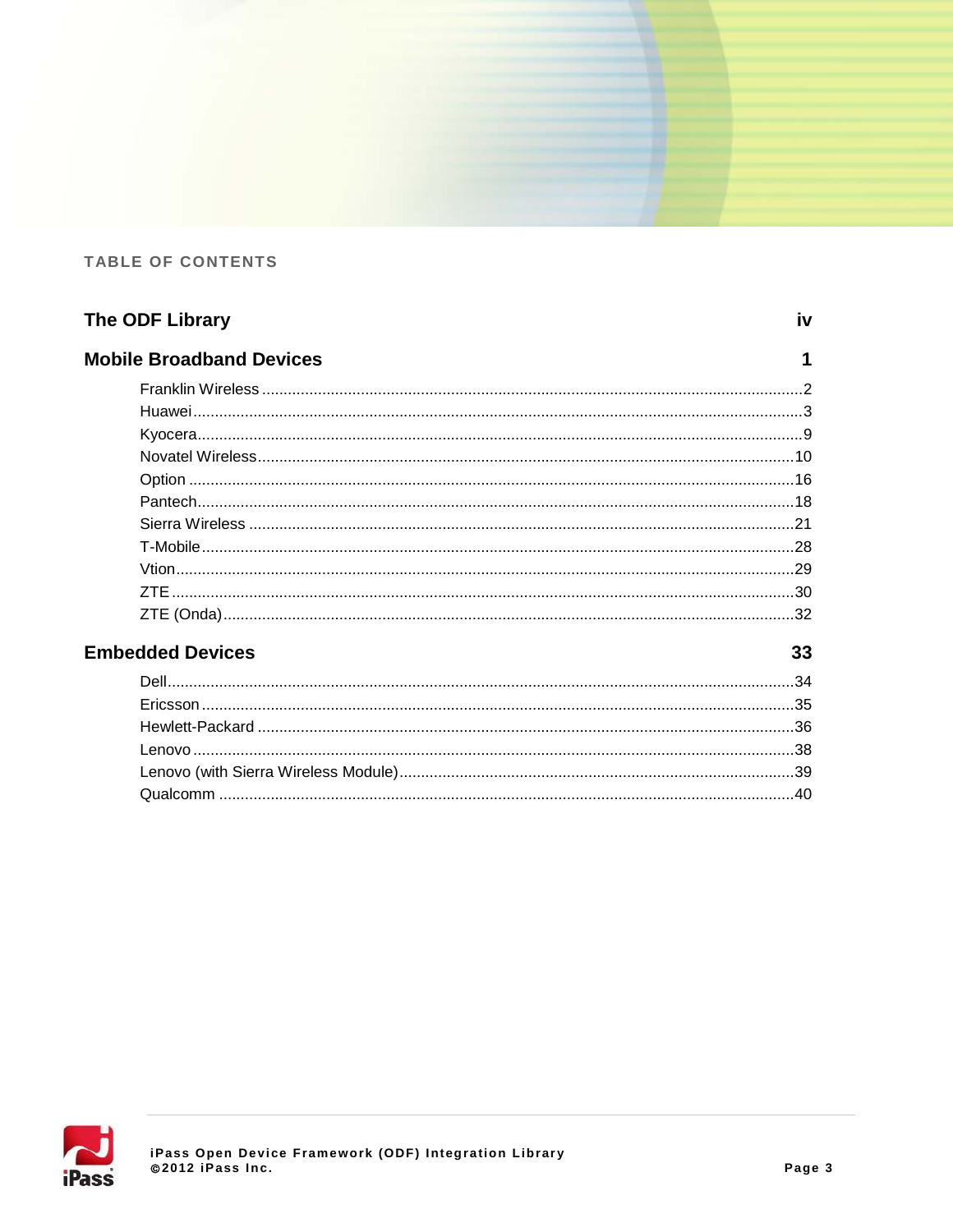## TABLE OF CONTENTS

**The ODF Library** .......... iv

**Mobile Broadband Devices** .......... 1

- Franklin Wireless .......... 2
- Huawei .......... 3
- Kyocera .......... 9
- Novatel Wireless .......... 10
- Option .......... 16
- Pantech .......... 18
- Sierra Wireless .......... 21
- T-Mobile .......... 28
- Vtion .......... 29
- ZTE .......... 30
- ZTE (Onda) .......... 32

**Embedded Devices** .......... 33

- Dell .......... 34
- Ericsson .......... 35
- Hewlett-Packard .......... 36
- Lenovo .......... 38
- Lenovo (with Sierra Wireless Module) .......... 39
- Qualcomm .......... 40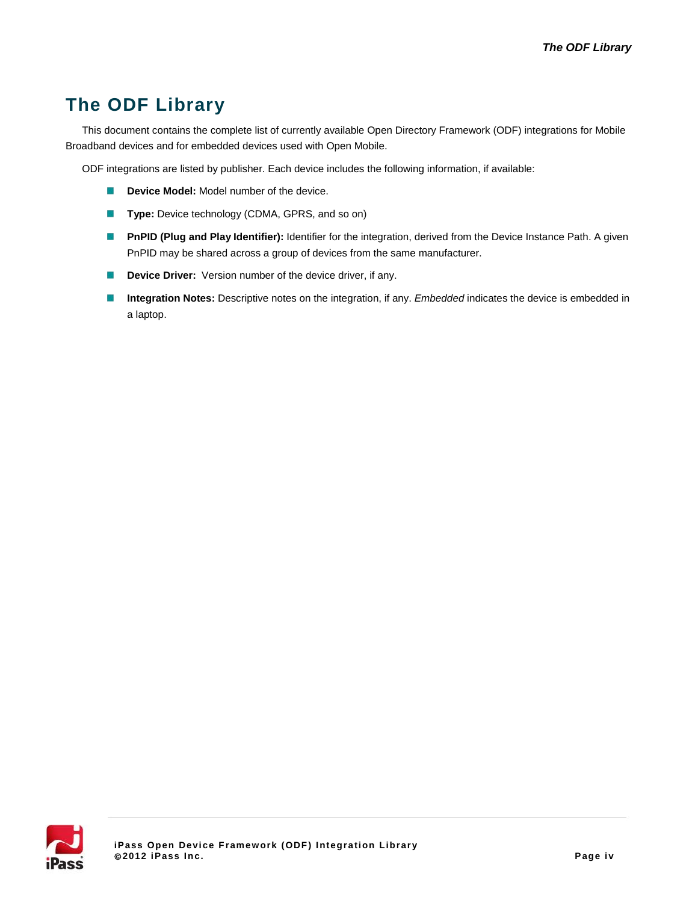# The ODF Library

This document contains the complete list of currently available Open Directory Framework (ODF) integrations for Mobile Broadband devices and for embedded devices used with Open Mobile.

ODF integrations are listed by publisher. Each device includes the following information, if available:

- **Device Model:** Model number of the device.
- **Type:** Device technology (CDMA, GPRS, and so on)
- **PnPID (Plug and Play Identifier):** Identifier for the integration, derived from the Device Instance Path. A given PnPID may be shared across a group of devices from the same manufacturer.
- **Device Driver:** Version number of the device driver, if any.
- **Integration Notes:** Descriptive notes on the integration, if any. *Embedded* indicates the device is embedded in a laptop.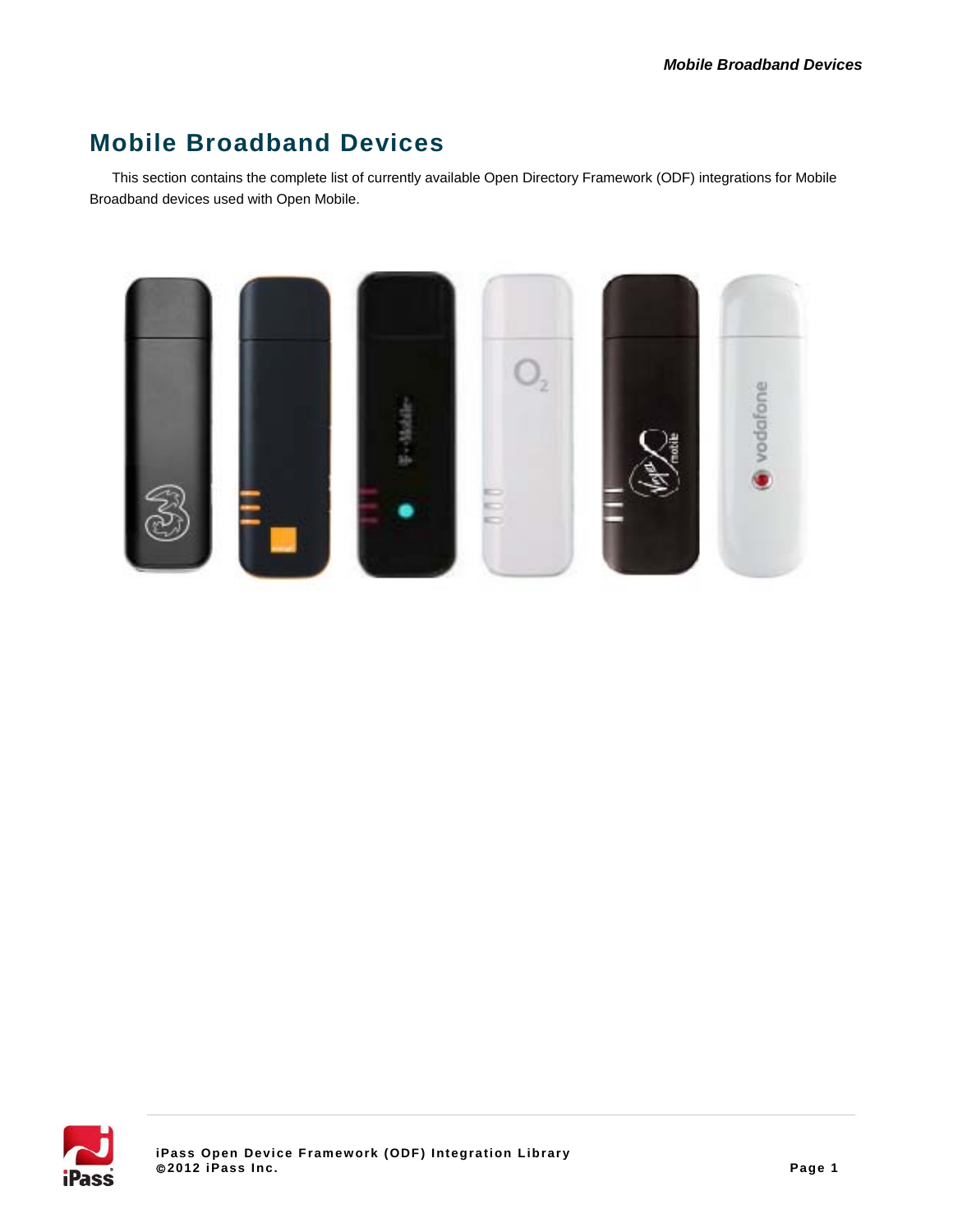# Mobile Broadband Devices

This section contains the complete list of currently available Open Directory Framework (ODF) integrations for Mobile Broadband devices used with Open Mobile.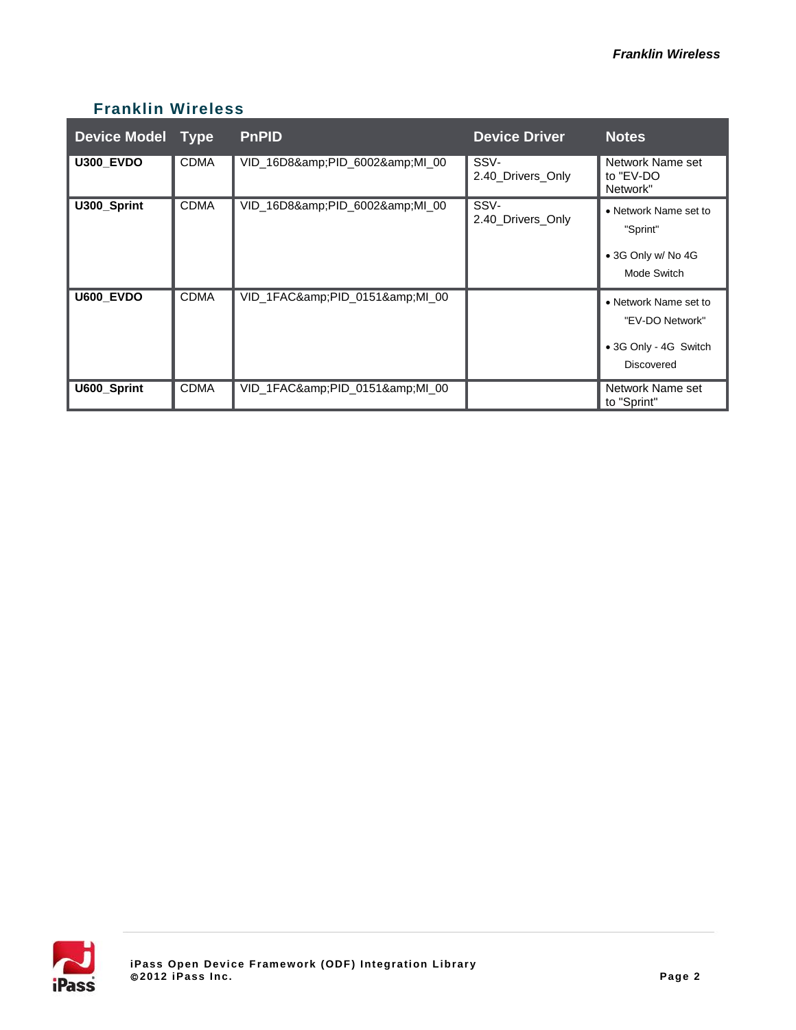## Franklin Wireless

| Device Model | Type | PnPID | Device Driver | Notes |
|---|---|---|---|---|
| **U300_EVDO** | CDMA | VID_16D8&amp;PID_6002&amp;MI_00 | SSV-2.40_Drivers_Only | Network Name set to "EV-DO Network" |
| **U300_Sprint** | CDMA | VID_16D8&amp;PID_6002&amp;MI_00 | SSV-2.40_Drivers_Only | • Network Name set to "Sprint"<br>• 3G Only w/ No 4G Mode Switch |
| **U600_EVDO** | CDMA | VID_1FAC&amp;PID_0151&amp;MI_00 | | • Network Name set to "EV-DO Network"<br>• 3G Only - 4G Switch Discovered |
| **U600_Sprint** | CDMA | VID_1FAC&amp;PID_0151&amp;MI_00 | | Network Name set to "Sprint" |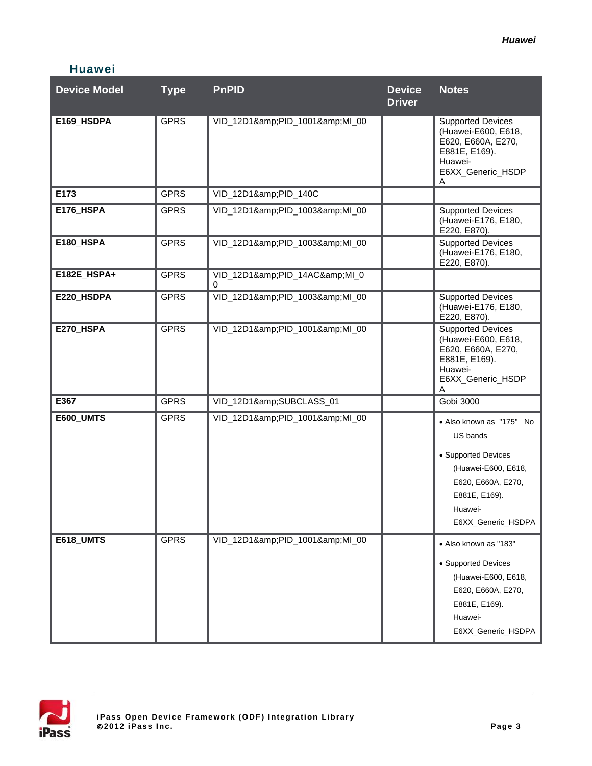## Huawei

| Device Model | Type | PnPID | Device Driver | Notes |
|---|---|---|---|---|
| **E169_HSDPA** | GPRS | VID_12D1&amp;PID_1001&amp;MI_00 | | Supported Devices (Huawei-E600, E618, E620, E660A, E270, E881E, E169). Huawei-E6XX_Generic_HSDPA |
| **E173** | GPRS | VID_12D1&amp;PID_140C | | |
| **E176_HSPA** | GPRS | VID_12D1&amp;PID_1003&amp;MI_00 | | Supported Devices (Huawei-E176, E180, E220, E870). |
| **E180_HSPA** | GPRS | VID_12D1&amp;PID_1003&amp;MI_00 | | Supported Devices (Huawei-E176, E180, E220, E870). |
| **E182E_HSPA+** | GPRS | VID_12D1&amp;PID_14AC&amp;MI_00 | | |
| **E220_HSDPA** | GPRS | VID_12D1&amp;PID_1003&amp;MI_00 | | Supported Devices (Huawei-E176, E180, E220, E870). |
| **E270_HSPA** | GPRS | VID_12D1&amp;PID_1001&amp;MI_00 | | Supported Devices (Huawei-E600, E618, E620, E660A, E270, E881E, E169). Huawei-E6XX_Generic_HSDPA |
| **E367** | GPRS | VID_12D1&amp;SUBCLASS_01 | | Gobi 3000 |
| **E600_UMTS** | GPRS | VID_12D1&amp;PID_1001&amp;MI_00 | | • Also known as "175" No US bands<br>• Supported Devices (Huawei-E600, E618, E620, E660A, E270, E881E, E169). Huawei-E6XX_Generic_HSDPA |
| **E618_UMTS** | GPRS | VID_12D1&amp;PID_1001&amp;MI_00 | | • Also known as "183"<br>• Supported Devices (Huawei-E600, E618, E620, E660A, E270, E881E, E169). Huawei-E6XX_Generic_HSDPA |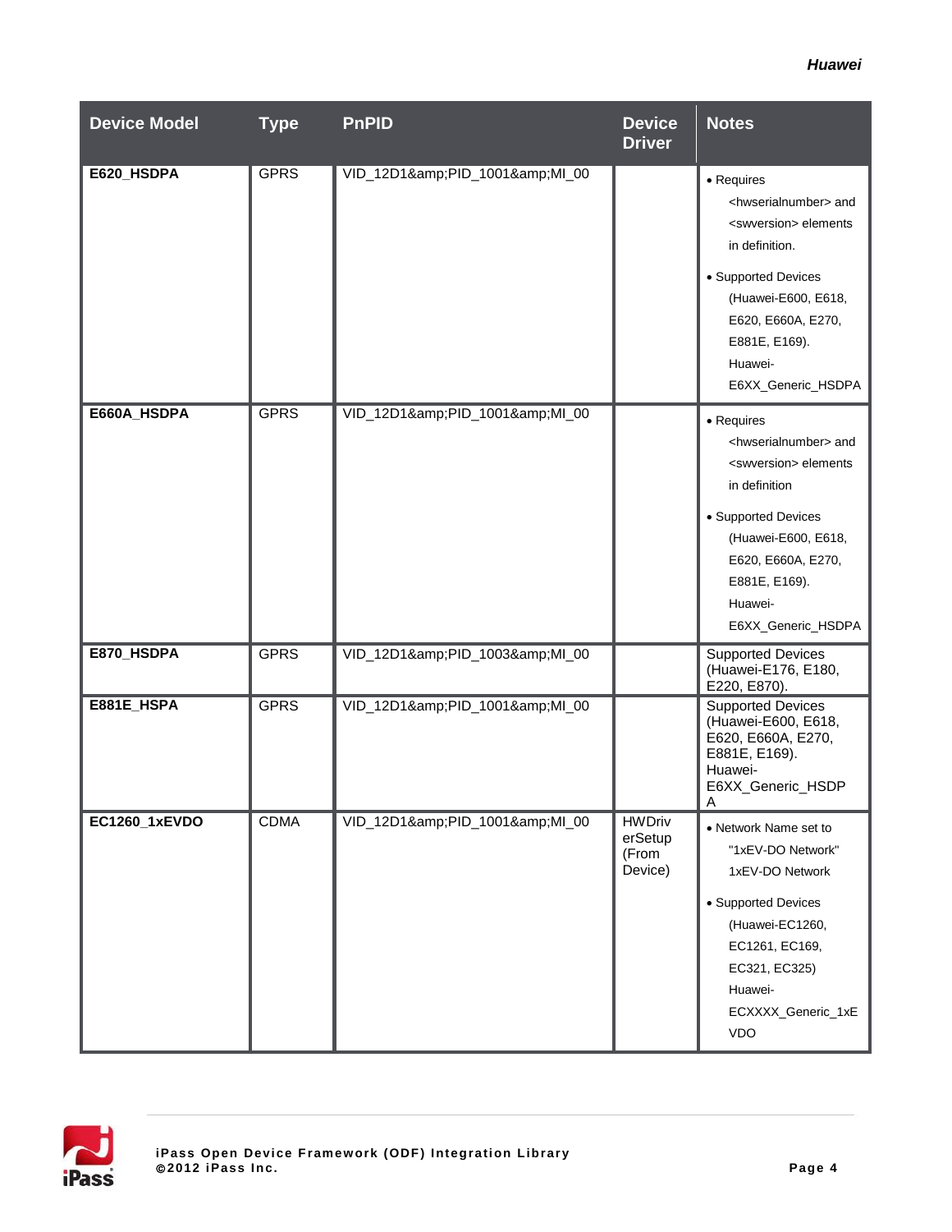| Device Model | Type | PnPID | Device Driver | Notes |
|---|---|---|---|---|
| **E620_HSDPA** | GPRS | VID_12D1&amp;PID_1001&amp;MI_00 | | • Requires <hwserialnumber> and <swversion> elements in definition. • Supported Devices (Huawei-E600, E618, E620, E660A, E270, E881E, E169). Huawei-E6XX_Generic_HSDPA |
| **E660A_HSDPA** | GPRS | VID_12D1&amp;PID_1001&amp;MI_00 | | • Requires <hwserialnumber> and <swversion> elements in definition • Supported Devices (Huawei-E600, E618, E620, E660A, E270, E881E, E169). Huawei-E6XX_Generic_HSDPA |
| **E870_HSDPA** | GPRS | VID_12D1&amp;PID_1003&amp;MI_00 | | Supported Devices (Huawei-E176, E180, E220, E870). |
| **E881E_HSPA** | GPRS | VID_12D1&amp;PID_1001&amp;MI_00 | | Supported Devices (Huawei-E600, E618, E620, E660A, E270, E881E, E169). Huawei-E6XX_Generic_HSDPA |
| **EC1260_1xEVDO** | CDMA | VID_12D1&amp;PID_1001&amp;MI_00 | HWDriverSetup (From Device) | • Network Name set to "1xEV-DO Network" 1xEV-DO Network • Supported Devices (Huawei-EC1260, EC1261, EC169, EC321, EC325) Huawei-ECXXXX_Generic_1xEVDO |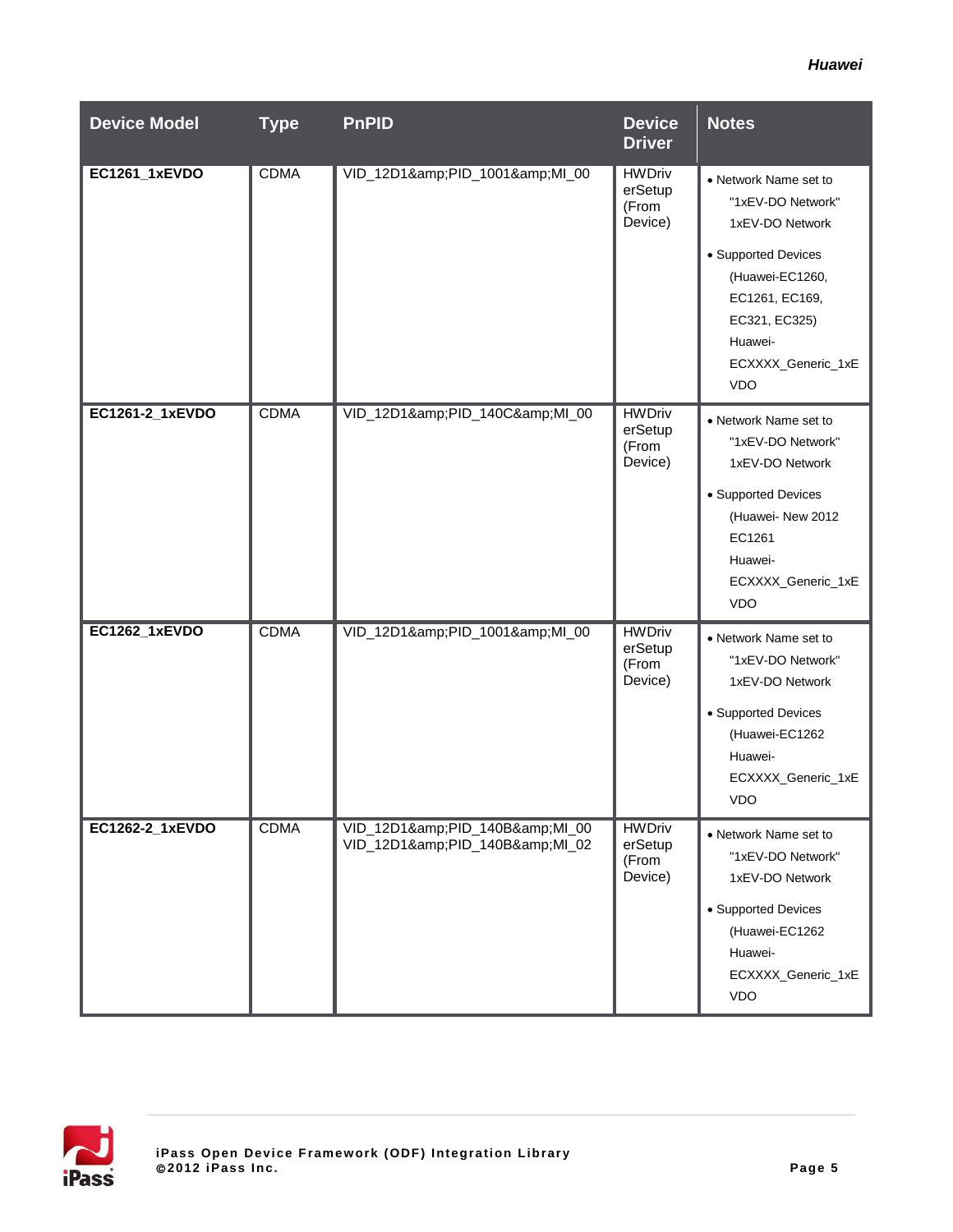| Device Model | Type | PnPID | Device Driver | Notes |
|---|---|---|---|---|
| **EC1261_1xEVDO** | CDMA | VID_12D1&amp;PID_1001&amp;MI_00 | HWDriverSetup (From Device) | • Network Name set to "1xEV-DO Network" 1xEV-DO Network<br>• Supported Devices (Huawei-EC1260, EC1261, EC169, EC321, EC325) Huawei-ECXXXX_Generic_1xEVDO |
| **EC1261-2_1xEVDO** | CDMA | VID_12D1&amp;PID_140C&amp;MI_00 | HWDriverSetup (From Device) | • Network Name set to "1xEV-DO Network" 1xEV-DO Network<br>• Supported Devices (Huawei- New 2012 EC1261 Huawei-ECXXXX_Generic_1xEVDO |
| **EC1262_1xEVDO** | CDMA | VID_12D1&amp;PID_1001&amp;MI_00 | HWDriverSetup (From Device) | • Network Name set to "1xEV-DO Network" 1xEV-DO Network<br>• Supported Devices (Huawei-EC1262 Huawei-ECXXXX_Generic_1xEVDO |
| **EC1262-2_1xEVDO** | CDMA | VID_12D1&amp;PID_140B&amp;MI_00<br>VID_12D1&amp;PID_140B&amp;MI_02 | HWDriverSetup (From Device) | • Network Name set to "1xEV-DO Network" 1xEV-DO Network<br>• Supported Devices (Huawei-EC1262 Huawei-ECXXXX_Generic_1xEVDO |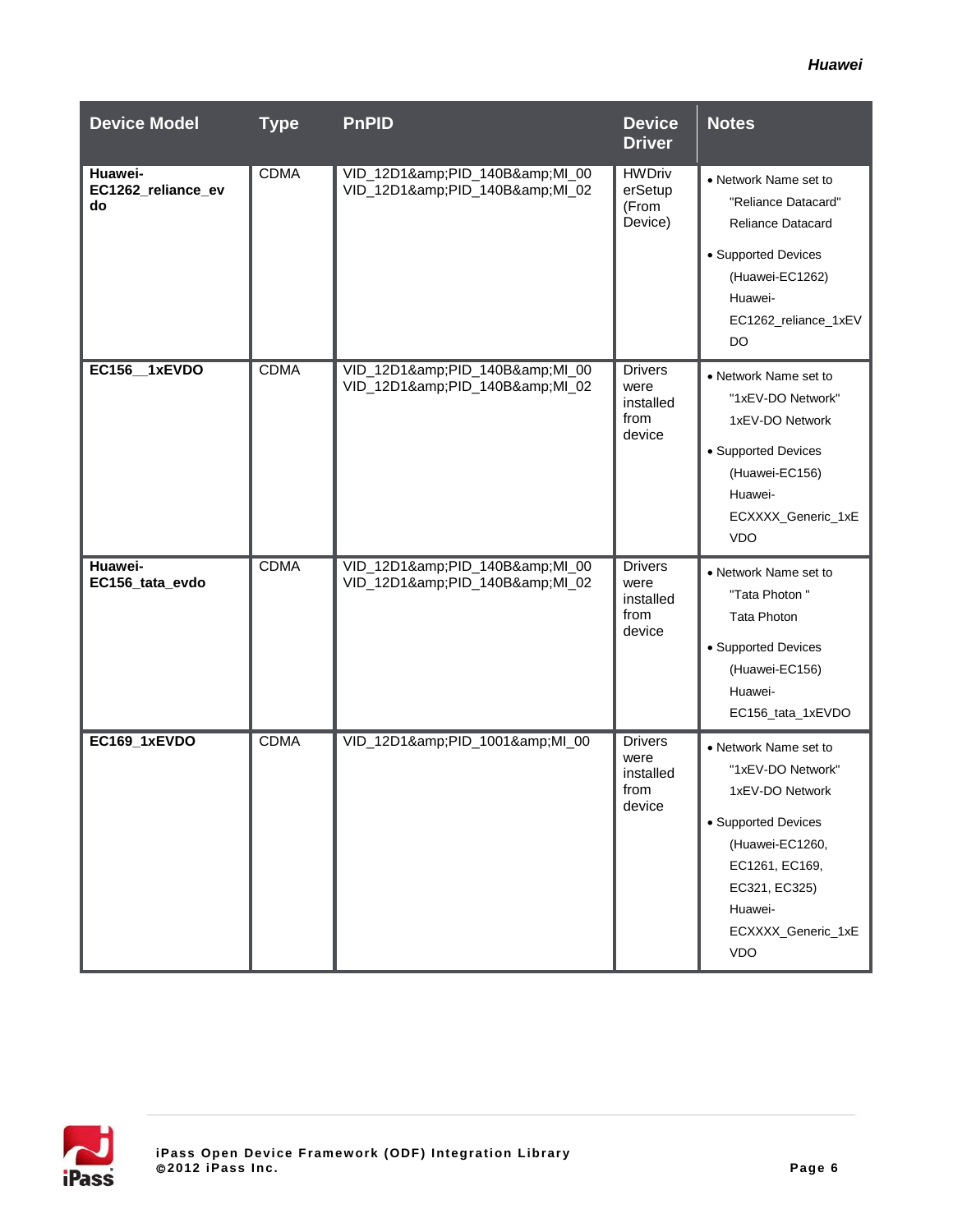| Device Model | Type | PnPID | Device Driver | Notes |
|---|---|---|---|---|
| **Huawei-EC1262_reliance_evdo** | CDMA | VID_12D1&amp;PID_140B&amp;MI_00 VID_12D1&amp;PID_140B&amp;MI_02 | HWDriverSetup (From Device) | • Network Name set to "Reliance Datacard" Reliance Datacard • Supported Devices (Huawei-EC1262) Huawei-EC1262_reliance_1xEVDO |
| **EC156__1xEVDO** | CDMA | VID_12D1&amp;PID_140B&amp;MI_00 VID_12D1&amp;PID_140B&amp;MI_02 | Drivers were installed from device | • Network Name set to "1xEV-DO Network" 1xEV-DO Network • Supported Devices (Huawei-EC156) Huawei-ECXXXX_Generic_1xEVDO |
| **Huawei-EC156_tata_evdo** | CDMA | VID_12D1&amp;PID_140B&amp;MI_00 VID_12D1&amp;PID_140B&amp;MI_02 | Drivers were installed from device | • Network Name set to "Tata Photon " Tata Photon • Supported Devices (Huawei-EC156) Huawei-EC156_tata_1xEVDO |
| **EC169_1xEVDO** | CDMA | VID_12D1&amp;PID_1001&amp;MI_00 | Drivers were installed from device | • Network Name set to "1xEV-DO Network" 1xEV-DO Network • Supported Devices (Huawei-EC1260, EC1261, EC169, EC321, EC325) Huawei-ECXXXX_Generic_1xEVDO |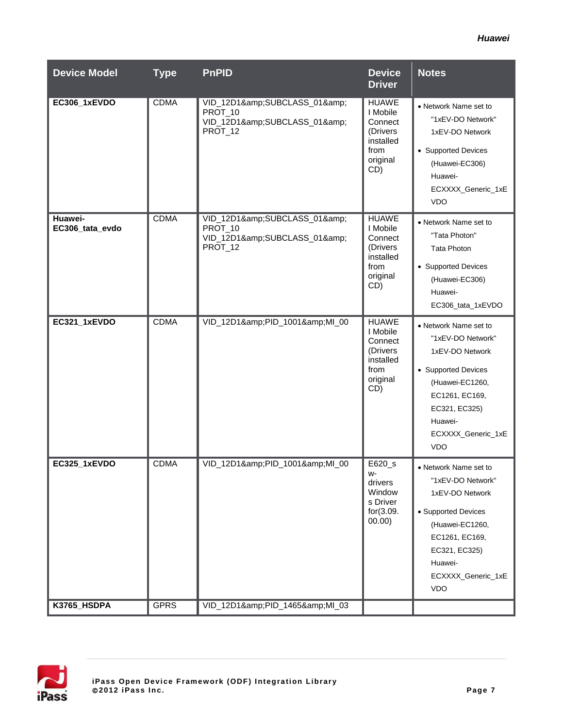| Device Model | Type | PnPID | Device Driver | Notes |
|---|---|---|---|---|
| **EC306_1xEVDO** | CDMA | VID_12D1&amp;SUBCLASS_01&amp; PROT_10 VID_12D1&amp;SUBCLASS_01&amp; PROT_12 | HUAWEI Mobile Connect (Drivers installed from original CD) | • Network Name set to "1xEV-DO Network" 1xEV-DO Network • Supported Devices (Huawei-EC306) Huawei-ECXXXX_Generic_1xEVDO |
| **Huawei-EC306_tata_evdo** | CDMA | VID_12D1&amp;SUBCLASS_01&amp; PROT_10 VID_12D1&amp;SUBCLASS_01&amp; PROT_12 | HUAWEI Mobile Connect (Drivers installed from original CD) | • Network Name set to "Tata Photon" Tata Photon • Supported Devices (Huawei-EC306) Huawei-EC306_tata_1xEVDO |
| **EC321_1xEVDO** | CDMA | VID_12D1&amp;PID_1001&amp;MI_00 | HUAWEI Mobile Connect (Drivers installed from original CD) | • Network Name set to "1xEV-DO Network" 1xEV-DO Network • Supported Devices (Huawei-EC1260, EC1261, EC169, EC321, EC325) Huawei-ECXXXX_Generic_1xEVDO |
| **EC325_1xEVDO** | CDMA | VID_12D1&amp;PID_1001&amp;MI_00 | E620_sw-drivers Windows Driver for(3.09.00.00) | • Network Name set to "1xEV-DO Network" 1xEV-DO Network • Supported Devices (Huawei-EC1260, EC1261, EC169, EC321, EC325) Huawei-ECXXXX_Generic_1xEVDO |
| **K3765_HSDPA** | GPRS | VID_12D1&amp;PID_1465&amp;MI_03 | | |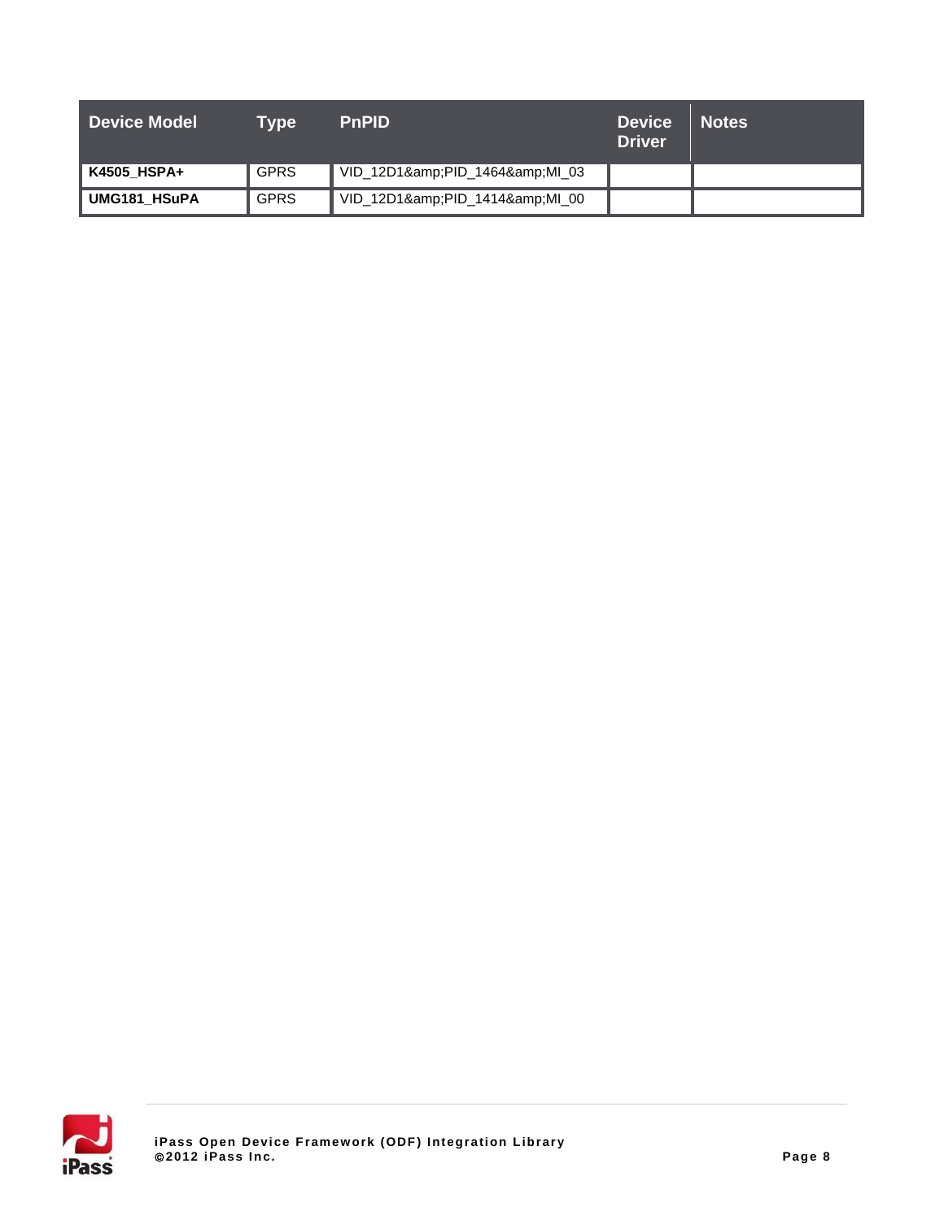| Device Model | Type | PnPID | Device Driver | Notes |
|---|---|---|---|---|
| **K4505_HSPA+** | GPRS | VID_12D1&amp;PID_1464&amp;MI_03 | | |
| **UMG181_HSuPA** | GPRS | VID_12D1&amp;PID_1414&amp;MI_00 | | |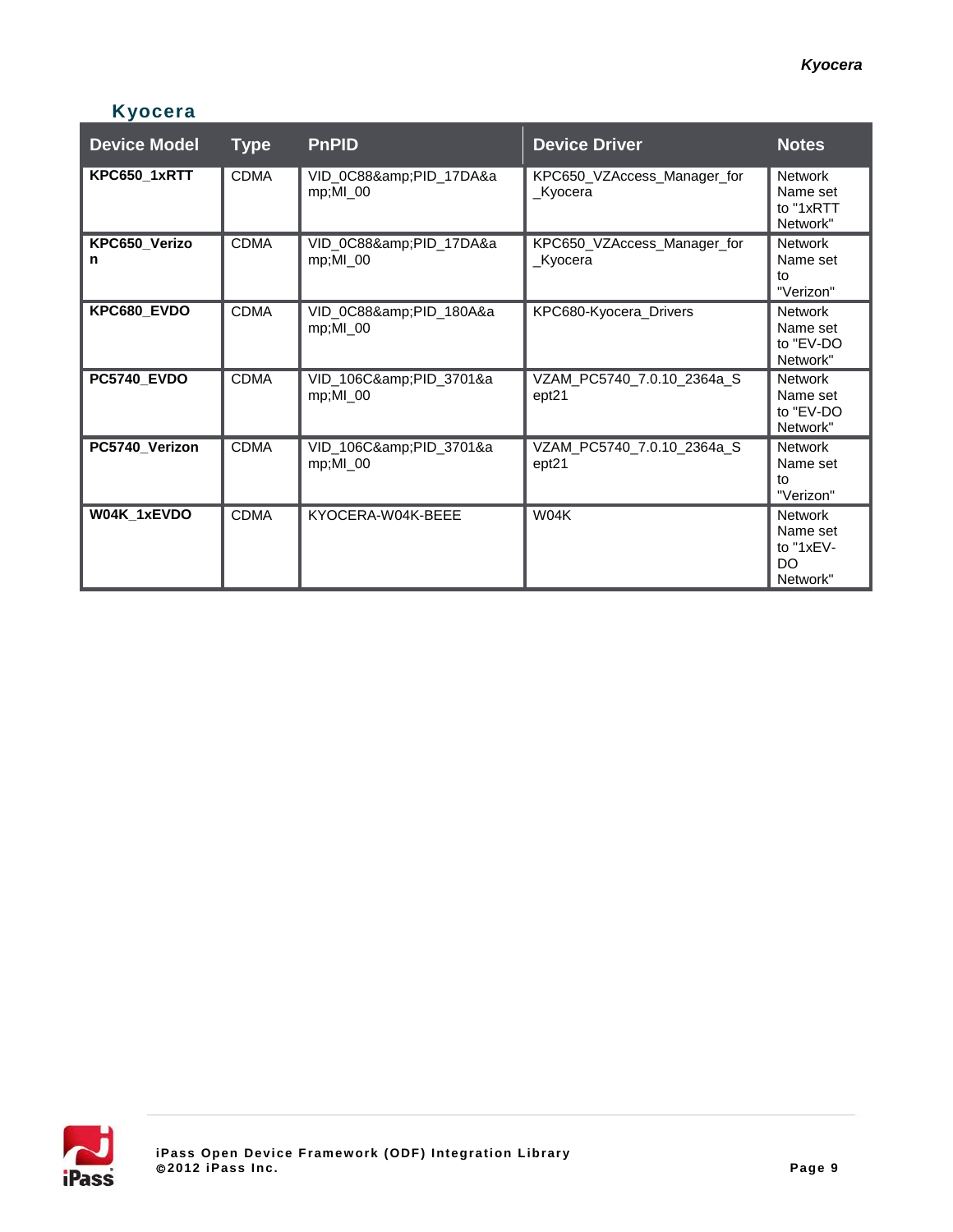## Kyocera

| Device Model | Type | PnPID | Device Driver | Notes |
|---|---|---|---|---|
| **KPC650_1xRTT** | CDMA | VID_0C88&amp;PID_17DA&amp;MI_00 | KPC650_VZAccess_Manager_for_Kyocera | Network Name set to "1xRTT Network" |
| **KPC650_Verizon** | CDMA | VID_0C88&amp;PID_17DA&amp;MI_00 | KPC650_VZAccess_Manager_for_Kyocera | Network Name set to "Verizon" |
| **KPC680_EVDO** | CDMA | VID_0C88&amp;PID_180A&amp;MI_00 | KPC680-Kyocera_Drivers | Network Name set to "EV-DO Network" |
| **PC5740_EVDO** | CDMA | VID_106C&amp;PID_3701&amp;MI_00 | VZAM_PC5740_7.0.10_2364a_Sept21 | Network Name set to "EV-DO Network" |
| **PC5740_Verizon** | CDMA | VID_106C&amp;PID_3701&amp;MI_00 | VZAM_PC5740_7.0.10_2364a_Sept21 | Network Name set to "Verizon" |
| **W04K_1xEVDO** | CDMA | KYOCERA-W04K-BEEE | W04K | Network Name set to "1xEV-DO Network" |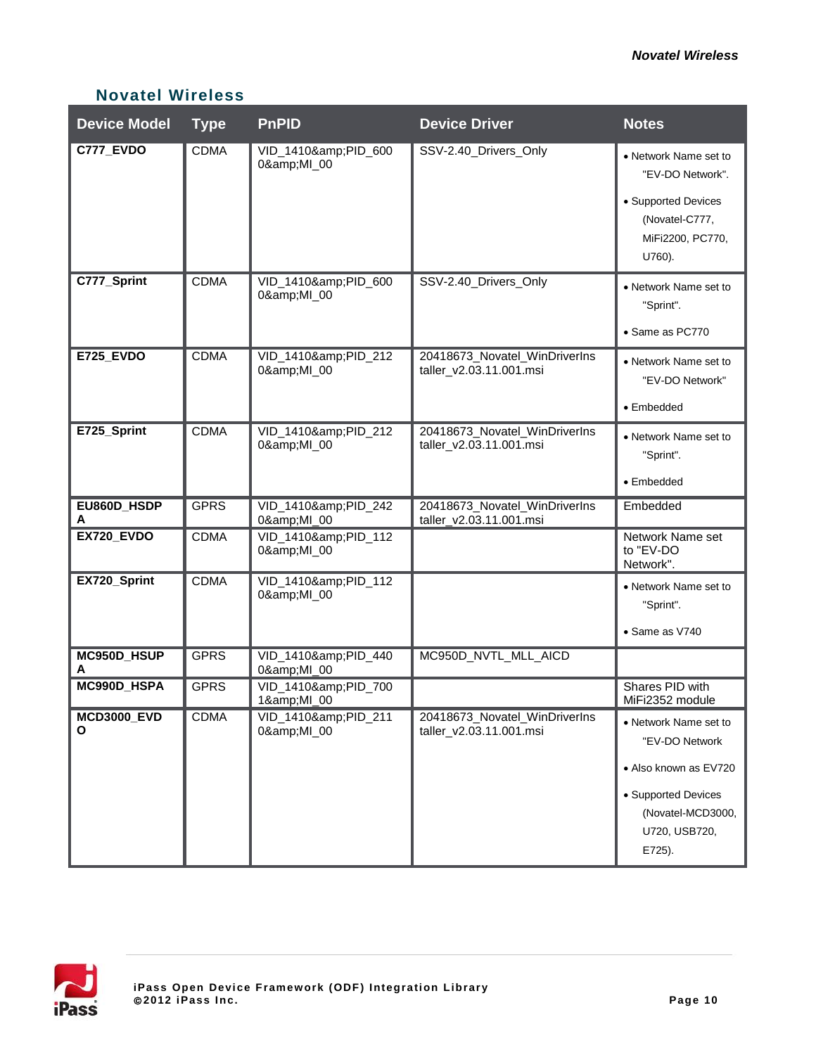## Novatel Wireless

| Device Model | Type | PnPID | Device Driver | Notes |
|---|---|---|---|---|
| **C777_EVDO** | CDMA | VID_1410&amp;PID_6000&amp;MI_00 | SSV-2.40_Drivers_Only | • Network Name set to "EV-DO Network". • Supported Devices (Novatel-C777, MiFi2200, PC770, U760). |
| **C777_Sprint** | CDMA | VID_1410&amp;PID_6000&amp;MI_00 | SSV-2.40_Drivers_Only | • Network Name set to "Sprint". • Same as PC770 |
| **E725_EVDO** | CDMA | VID_1410&amp;PID_2120&amp;MI_00 | 20418673_Novatel_WinDriverInstaller_v2.03.11.001.msi | • Network Name set to "EV-DO Network" • Embedded |
| **E725_Sprint** | CDMA | VID_1410&amp;PID_2120&amp;MI_00 | 20418673_Novatel_WinDriverInstaller_v2.03.11.001.msi | • Network Name set to "Sprint". • Embedded |
| **EU860D_HSDPA** | GPRS | VID_1410&amp;PID_2420&amp;MI_00 | 20418673_Novatel_WinDriverInstaller_v2.03.11.001.msi | Embedded |
| **EX720_EVDO** | CDMA | VID_1410&amp;PID_1120&amp;MI_00 | | Network Name set to "EV-DO Network". |
| **EX720_Sprint** | CDMA | VID_1410&amp;PID_1120&amp;MI_00 | | • Network Name set to "Sprint". • Same as V740 |
| **MC950D_HSUPA** | GPRS | VID_1410&amp;PID_4400&amp;MI_00 | MC950D_NVTL_MLL_AICD | |
| **MC990D_HSPA** | GPRS | VID_1410&amp;PID_7001&amp;MI_00 | | Shares PID with MiFi2352 module |
| **MCD3000_EVDO** | CDMA | VID_1410&amp;PID_2110&amp;MI_00 | 20418673_Novatel_WinDriverInstaller_v2.03.11.001.msi | • Network Name set to "EV-DO Network • Also known as EV720 • Supported Devices (Novatel-MCD3000, U720, USB720, E725). |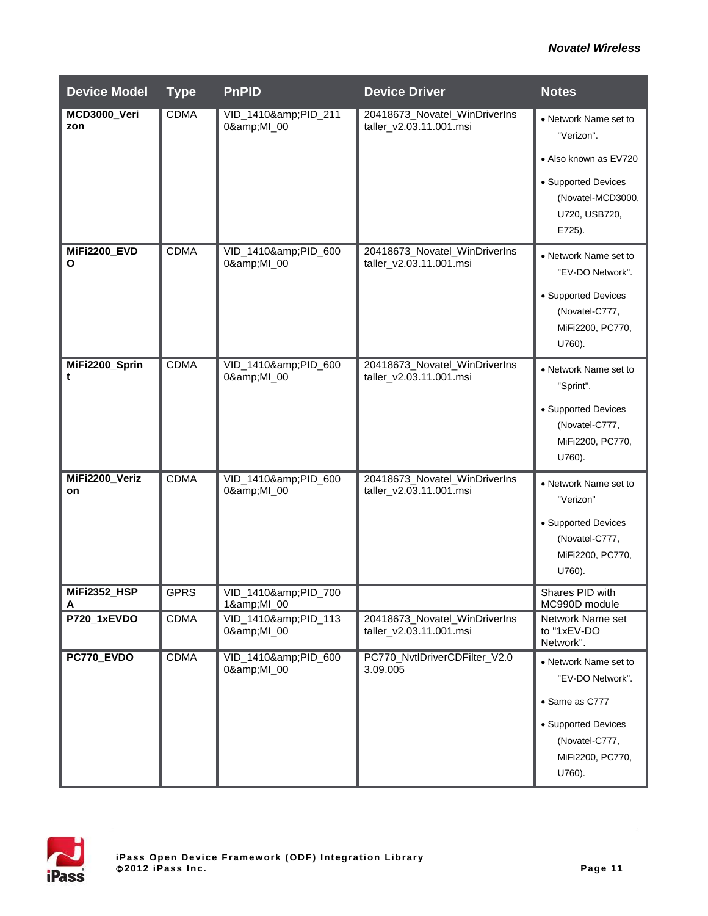| Device Model | Type | PnPID | Device Driver | Notes |
|---|---|---|---|---|
| **MCD3000_Verizon** | CDMA | VID_1410&amp;PID_2110&amp;MI_00 | 20418673_Novatel_WinDriverInstaller_v2.03.11.001.msi | • Network Name set to "Verizon". • Also known as EV720 • Supported Devices (Novatel-MCD3000, U720, USB720, E725). |
| **MiFi2200_EVDO** | CDMA | VID_1410&amp;PID_6000&amp;MI_00 | 20418673_Novatel_WinDriverInstaller_v2.03.11.001.msi | • Network Name set to "EV-DO Network". • Supported Devices (Novatel-C777, MiFi2200, PC770, U760). |
| **MiFi2200_Sprint** | CDMA | VID_1410&amp;PID_6000&amp;MI_00 | 20418673_Novatel_WinDriverInstaller_v2.03.11.001.msi | • Network Name set to "Sprint". • Supported Devices (Novatel-C777, MiFi2200, PC770, U760). |
| **MiFi2200_Verizon** | CDMA | VID_1410&amp;PID_6000&amp;MI_00 | 20418673_Novatel_WinDriverInstaller_v2.03.11.001.msi | • Network Name set to "Verizon" • Supported Devices (Novatel-C777, MiFi2200, PC770, U760). |
| **MiFi2352_HSPA** | GPRS | VID_1410&amp;PID_7001&amp;MI_00 | | Shares PID with MC990D module |
| **P720_1xEVDO** | CDMA | VID_1410&amp;PID_1130&amp;MI_00 | 20418673_Novatel_WinDriverInstaller_v2.03.11.001.msi | Network Name set to "1xEV-DO Network". |
| **PC770_EVDO** | CDMA | VID_1410&amp;PID_6000&amp;MI_00 | PC770_NvtlDriverCDFilter_V2.03.09.005 | • Network Name set to "EV-DO Network". • Same as C777 • Supported Devices (Novatel-C777, MiFi2200, PC770, U760). |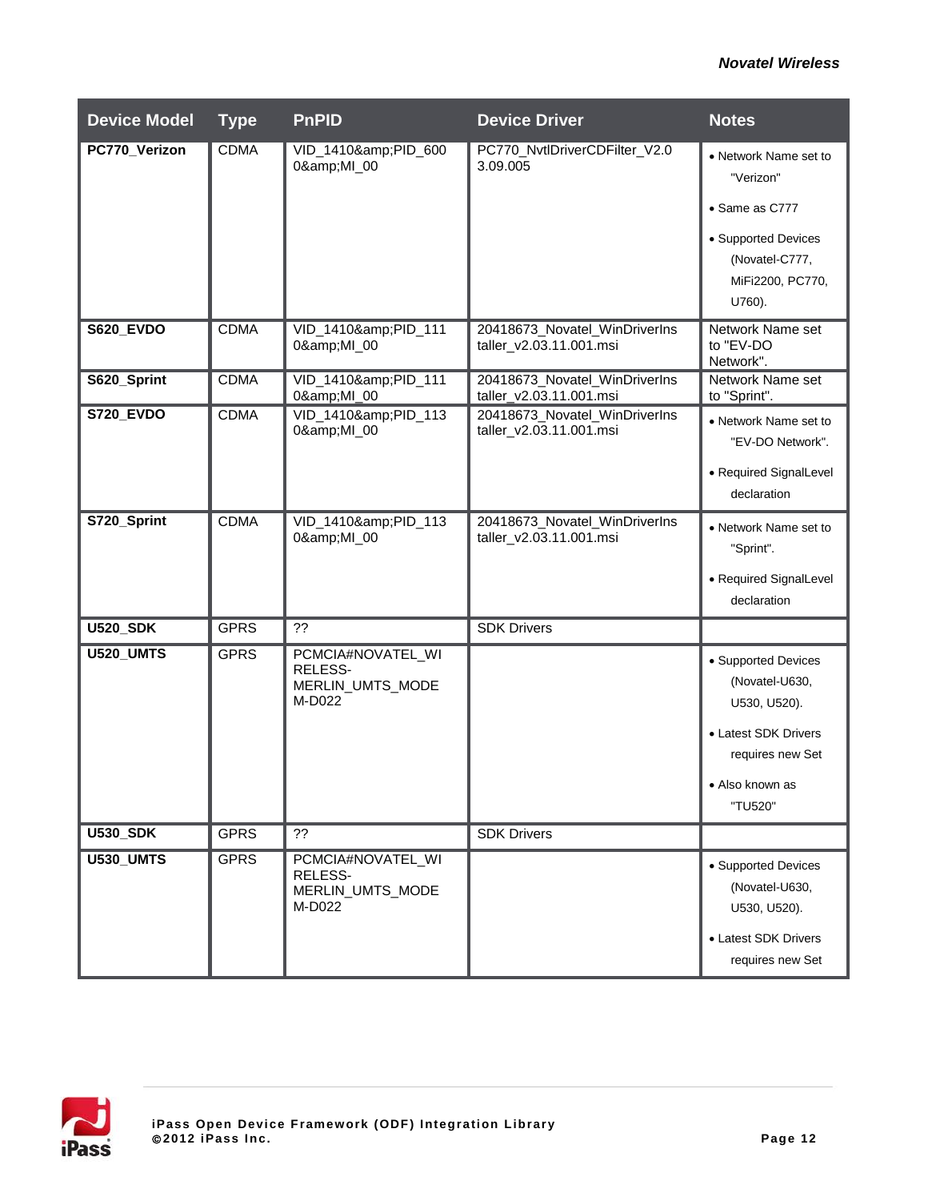| Device Model | Type | PnPID | Device Driver | Notes |
| --- | --- | --- | --- | --- |
| **PC770_Verizon** | CDMA | VID_1410&amp;PID_6000&amp;MI_00 | PC770_NvtlDriverCDFilter_V2.03.09.005 | • Network Name set to "Verizon"<br>• Same as C777<br>• Supported Devices (Novatel-C777, MiFi2200, PC770, U760). |
| **S620_EVDO** | CDMA | VID_1410&amp;PID_1110&amp;MI_00 | 20418673_Novatel_WinDriverInstaller_v2.03.11.001.msi | Network Name set to "EV-DO Network". |
| **S620_Sprint** | CDMA | VID_1410&amp;PID_1110&amp;MI_00 | 20418673_Novatel_WinDriverInstaller_v2.03.11.001.msi | Network Name set to "Sprint". |
| **S720_EVDO** | CDMA | VID_1410&amp;PID_1130&amp;MI_00 | 20418673_Novatel_WinDriverInstaller_v2.03.11.001.msi | • Network Name set to "EV-DO Network".<br>• Required SignalLevel declaration |
| **S720_Sprint** | CDMA | VID_1410&amp;PID_1130&amp;MI_00 | 20418673_Novatel_WinDriverInstaller_v2.03.11.001.msi | • Network Name set to "Sprint".<br>• Required SignalLevel declaration |
| **U520_SDK** | GPRS | ?? | SDK Drivers | |
| **U520_UMTS** | GPRS | PCMCIA#NOVATEL_WIRELESS-MERLIN_UMTS_MODEM-D022 | | • Supported Devices (Novatel-U630, U530, U520).<br>• Latest SDK Drivers requires new Set<br>• Also known as "TU520" |
| **U530_SDK** | GPRS | ?? | SDK Drivers | |
| **U530_UMTS** | GPRS | PCMCIA#NOVATEL_WIRELESS-MERLIN_UMTS_MODEM-D022 | | • Supported Devices (Novatel-U630, U530, U520).<br>• Latest SDK Drivers requires new Set |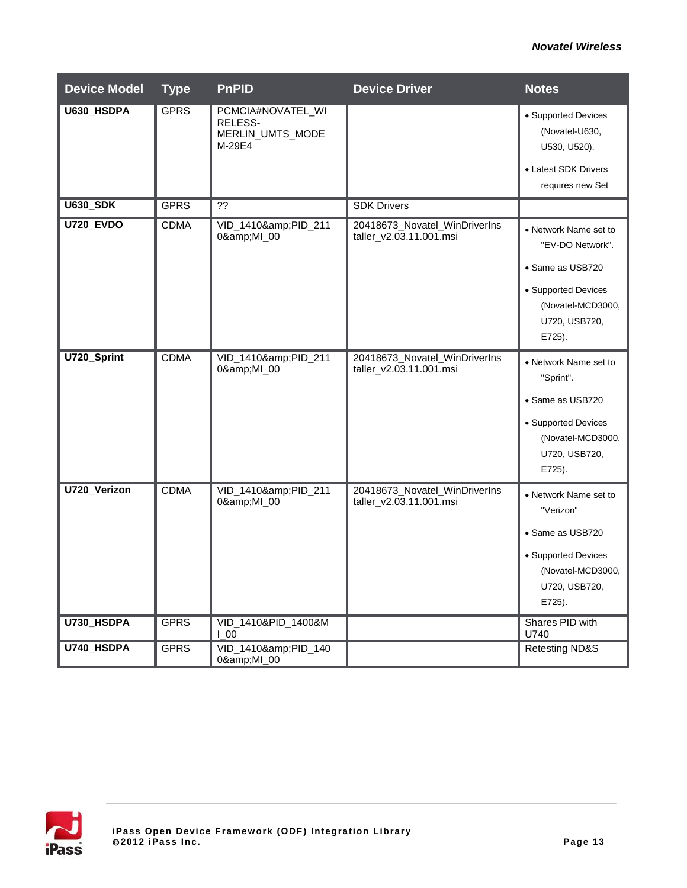| Device Model | Type | PnPID | Device Driver | Notes |
|---|---|---|---|---|
| **U630_HSDPA** | GPRS | PCMCIA#NOVATEL_WIRELESS-MERLIN_UMTS_MODEM-29E4 | | • Supported Devices (Novatel-U630, U530, U520). • Latest SDK Drivers requires new Set |
| **U630_SDK** | GPRS | ?? | SDK Drivers | |
| **U720_EVDO** | CDMA | VID_1410&amp;PID_2110&amp;MI_00 | 20418673_Novatel_WinDriverInstaller_v2.03.11.001.msi | • Network Name set to "EV-DO Network". • Same as USB720 • Supported Devices (Novatel-MCD3000, U720, USB720, E725). |
| **U720_Sprint** | CDMA | VID_1410&amp;PID_2110&amp;MI_00 | 20418673_Novatel_WinDriverInstaller_v2.03.11.001.msi | • Network Name set to "Sprint". • Same as USB720 • Supported Devices (Novatel-MCD3000, U720, USB720, E725). |
| **U720_Verizon** | CDMA | VID_1410&amp;PID_2110&amp;MI_00 | 20418673_Novatel_WinDriverInstaller_v2.03.11.001.msi | • Network Name set to "Verizon" • Same as USB720 • Supported Devices (Novatel-MCD3000, U720, USB720, E725). |
| **U730_HSDPA** | GPRS | VID_1410&PID_1400&MI_00 | | Shares PID with U740 |
| **U740_HSDPA** | GPRS | VID_1410&amp;PID_1400&amp;MI_00 | | Retesting ND&S |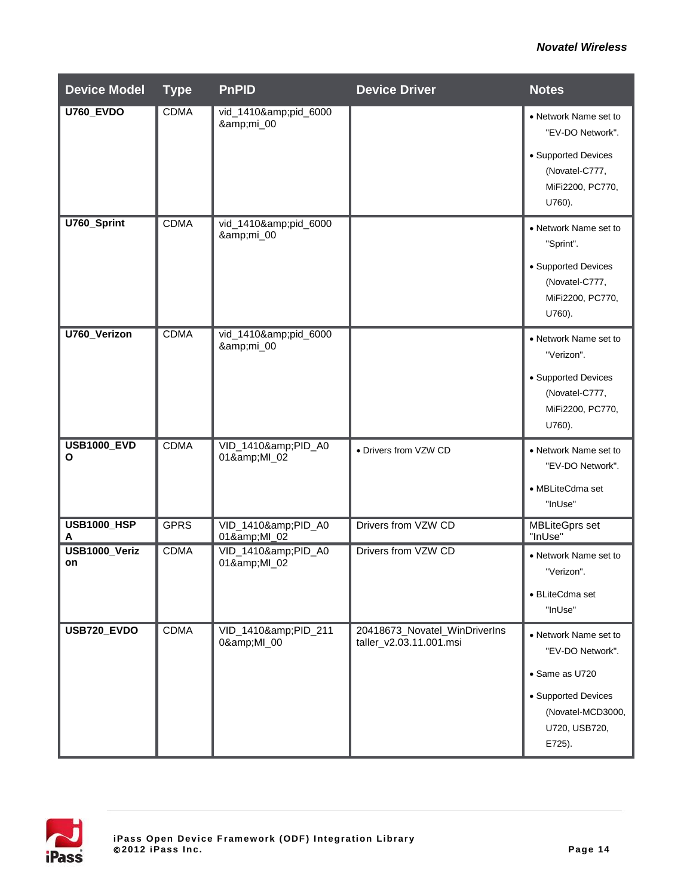| Device Model | Type | PnPID | Device Driver | Notes |
|---|---|---|---|---|
| **U760_EVDO** | CDMA | vid_1410&amp;pid_6000&amp;mi_00 | | • Network Name set to "EV-DO Network". • Supported Devices (Novatel-C777, MiFi2200, PC770, U760). |
| **U760_Sprint** | CDMA | vid_1410&amp;pid_6000&amp;mi_00 | | • Network Name set to "Sprint". • Supported Devices (Novatel-C777, MiFi2200, PC770, U760). |
| **U760_Verizon** | CDMA | vid_1410&amp;pid_6000&amp;mi_00 | | • Network Name set to "Verizon". • Supported Devices (Novatel-C777, MiFi2200, PC770, U760). |
| **USB1000_EVDO** | CDMA | VID_1410&amp;PID_A001&amp;MI_02 | • Drivers from VZW CD | • Network Name set to "EV-DO Network". • MBLiteCdma set "InUse" |
| **USB1000_HSPA** | GPRS | VID_1410&amp;PID_A001&amp;MI_02 | Drivers from VZW CD | MBLiteGprs set "InUse" |
| **USB1000_Verizon** | CDMA | VID_1410&amp;PID_A001&amp;MI_02 | Drivers from VZW CD | • Network Name set to "Verizon". • BLiteCdma set "InUse" |
| **USB720_EVDO** | CDMA | VID_1410&amp;PID_2110&amp;MI_00 | 20418673_Novatel_WinDriverInstaller_v2.03.11.001.msi | • Network Name set to "EV-DO Network". • Same as U720 • Supported Devices (Novatel-MCD3000, U720, USB720, E725). |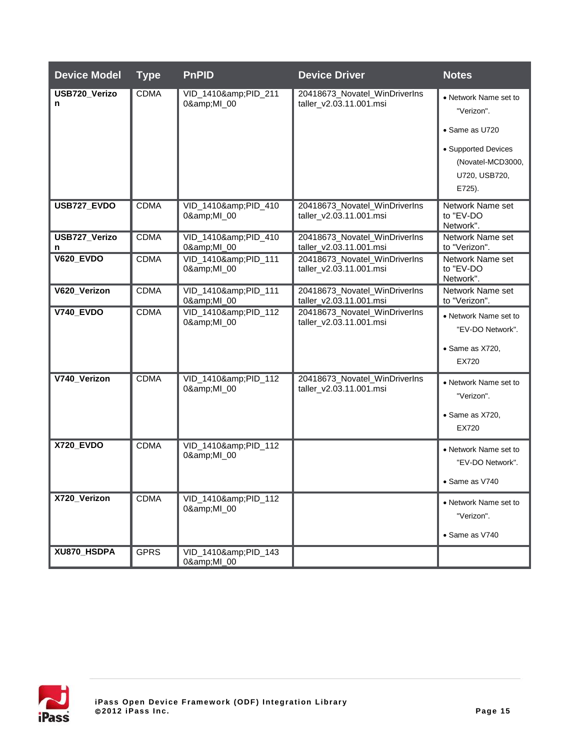| Device Model | Type | PnPID | Device Driver | Notes |
| --- | --- | --- | --- | --- |
| USB720_Verizon | CDMA | VID_1410&amp;PID_2110&amp;MI_00 | 20418673_Novatel_WinDriverInstaller_v2.03.11.001.msi | • Network Name set to "Verizon". • Same as U720 • Supported Devices (Novatel-MCD3000, U720, USB720, E725). |
| USB727_EVDO | CDMA | VID_1410&amp;PID_4100&amp;MI_00 | 20418673_Novatel_WinDriverInstaller_v2.03.11.001.msi | Network Name set to "EV-DO Network". |
| USB727_Verizon | CDMA | VID_1410&amp;PID_4100&amp;MI_00 | 20418673_Novatel_WinDriverInstaller_v2.03.11.001.msi | Network Name set to "Verizon". |
| V620_EVDO | CDMA | VID_1410&amp;PID_1110&amp;MI_00 | 20418673_Novatel_WinDriverInstaller_v2.03.11.001.msi | Network Name set to "EV-DO Network". |
| V620_Verizon | CDMA | VID_1410&amp;PID_1110&amp;MI_00 | 20418673_Novatel_WinDriverInstaller_v2.03.11.001.msi | Network Name set to "Verizon". |
| V740_EVDO | CDMA | VID_1410&amp;PID_1120&amp;MI_00 | 20418673_Novatel_WinDriverInstaller_v2.03.11.001.msi | • Network Name set to "EV-DO Network". • Same as X720, EX720 |
| V740_Verizon | CDMA | VID_1410&amp;PID_1120&amp;MI_00 | 20418673_Novatel_WinDriverInstaller_v2.03.11.001.msi | • Network Name set to "Verizon". • Same as X720, EX720 |
| X720_EVDO | CDMA | VID_1410&amp;PID_1120&amp;MI_00 | | • Network Name set to "EV-DO Network". • Same as V740 |
| X720_Verizon | CDMA | VID_1410&amp;PID_1120&amp;MI_00 | | • Network Name set to "Verizon". • Same as V740 |
| XU870_HSDPA | GPRS | VID_1410&amp;PID_1430&amp;MI_00 | | |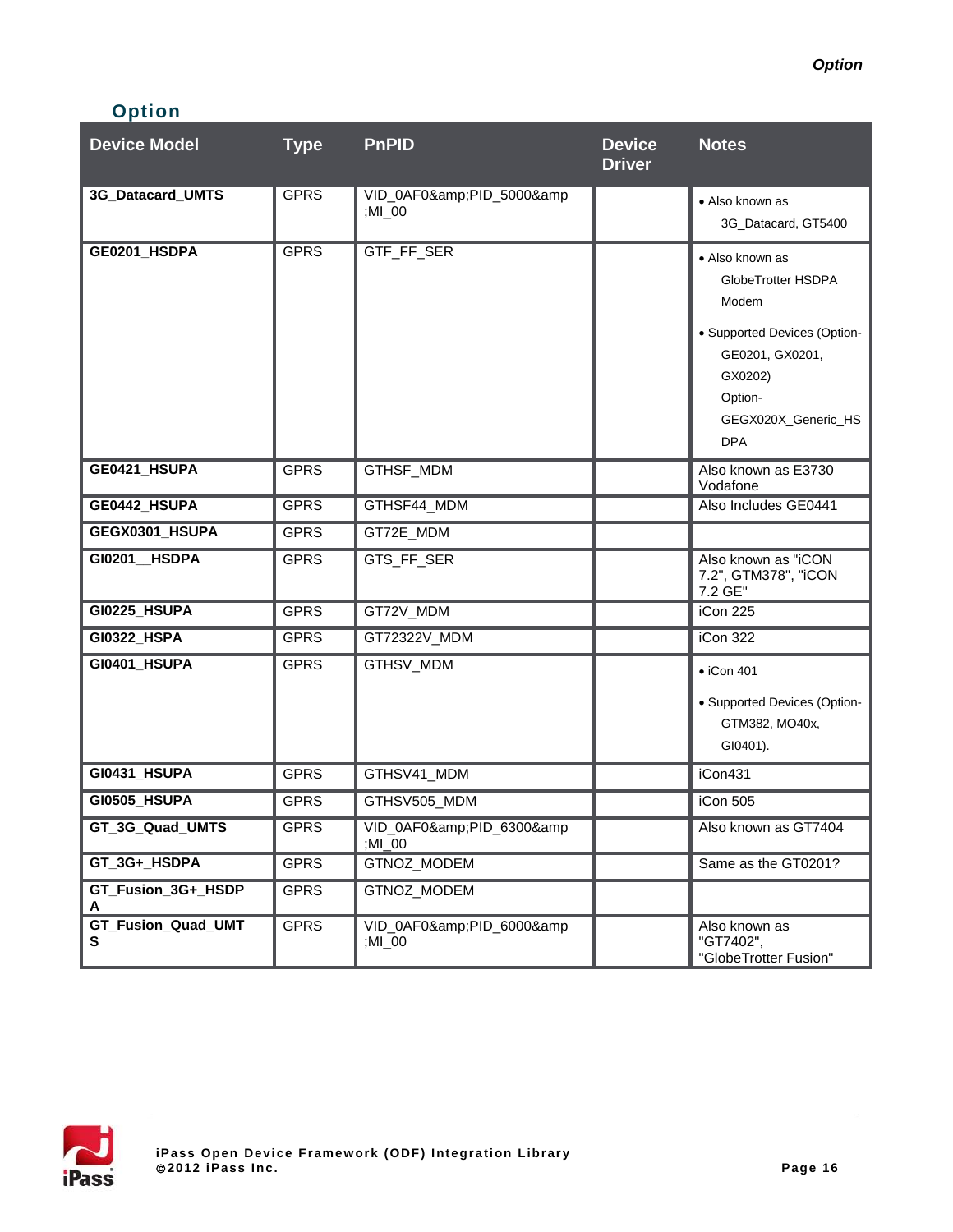## Option

| Device Model | Type | PnPID | Device Driver | Notes |
|---|---|---|---|---|
| **3G_Datacard_UMTS** | GPRS | VID_0AF0&amp;PID_5000&amp;MI_00 | | • Also known as 3G_Datacard, GT5400 |
| **GE0201_HSDPA** | GPRS | GTF_FF_SER | | • Also known as GlobeTrotter HSDPA Modem<br>• Supported Devices (Option-GE0201, GX0201, GX0202) Option-GEGX020X_Generic_HSDPA |
| **GE0421_HSUPA** | GPRS | GTHSF_MDM | | Also known as E3730 Vodafone |
| **GE0442_HSUPA** | GPRS | GTHSF44_MDM | | Also Includes GE0441 |
| **GEGX0301_HSUPA** | GPRS | GT72E_MDM | | |
| **GI0201__HSDPA** | GPRS | GTS_FF_SER | | Also known as "iCON 7.2", GTM378", "iCON 7.2 GE" |
| **GI0225_HSUPA** | GPRS | GT72V_MDM | | iCon 225 |
| **GI0322_HSPA** | GPRS | GT72322V_MDM | | iCon 322 |
| **GI0401_HSUPA** | GPRS | GTHSV_MDM | | • iCon 401<br>• Supported Devices (Option-GTM382, MO40x, GI0401). |
| **GI0431_HSUPA** | GPRS | GTHSV41_MDM | | iCon431 |
| **GI0505_HSUPA** | GPRS | GTHSV505_MDM | | iCon 505 |
| **GT_3G_Quad_UMTS** | GPRS | VID_0AF0&amp;PID_6300&amp;MI_00 | | Also known as GT7404 |
| **GT_3G+_HSDPA** | GPRS | GTNOZ_MODEM | | Same as the GT0201? |
| **GT_Fusion_3G+_HSDPA** | GPRS | GTNOZ_MODEM | | |
| **GT_Fusion_Quad_UMTS** | GPRS | VID_0AF0&amp;PID_6000&amp;MI_00 | | Also known as "GT7402", "GlobeTrotter Fusion" |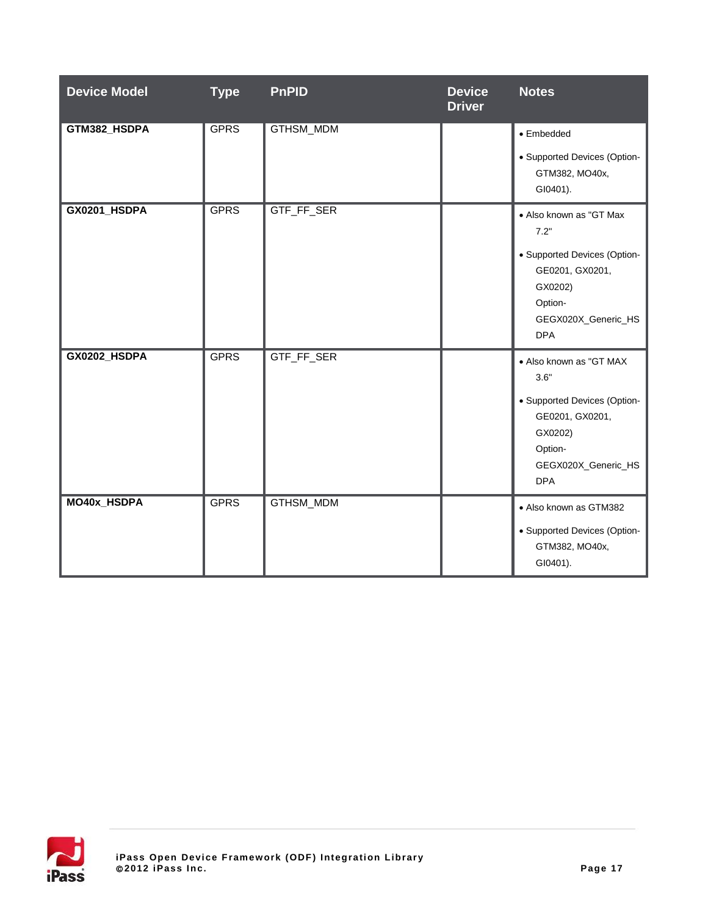| Device Model | Type | PnPID | Device Driver | Notes |
| --- | --- | --- | --- | --- |
| **GTM382_HSDPA** | GPRS | GTHSM_MDM | | • Embedded<br>• Supported Devices (Option-GTM382, MO40x, GI0401). |
| **GX0201_HSDPA** | GPRS | GTF_FF_SER | | • Also known as "GT Max 7.2"<br>• Supported Devices (Option-GE0201, GX0201, GX0202) Option-GEGX020X_Generic_HSDPA |
| **GX0202_HSDPA** | GPRS | GTF_FF_SER | | • Also known as "GT MAX 3.6"<br>• Supported Devices (Option-GE0201, GX0201, GX0202) Option-GEGX020X_Generic_HSDPA |
| **MO40x_HSDPA** | GPRS | GTHSM_MDM | | • Also known as GTM382<br>• Supported Devices (Option-GTM382, MO40x, GI0401). |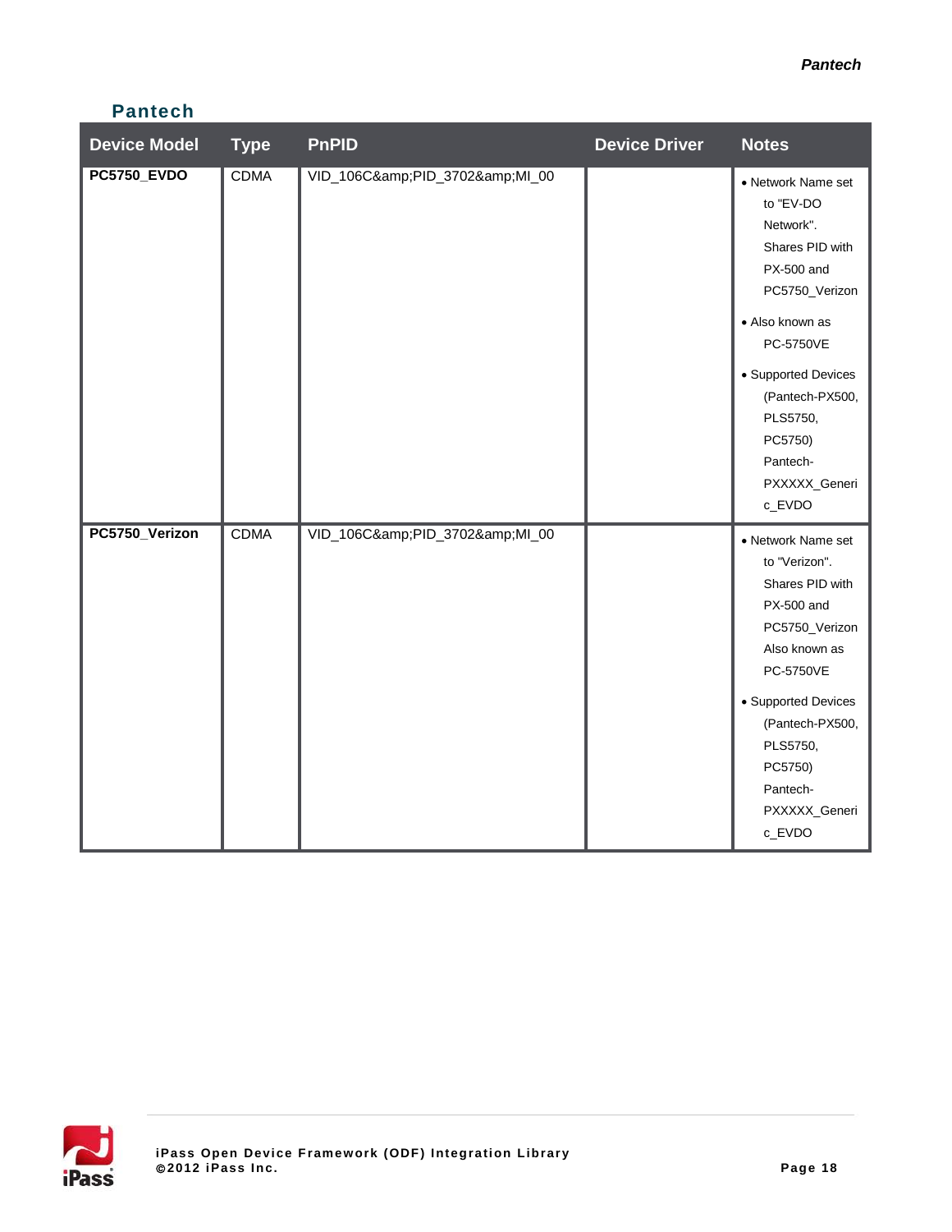## Pantech

| Device Model | Type | PnPID | Device Driver | Notes |
|---|---|---|---|---|
| **PC5750_EVDO** | CDMA | VID_106C&amp;PID_3702&amp;MI_00 | | • Network Name set to "EV-DO Network". Shares PID with PX-500 and PC5750_Verizon<br>• Also known as PC-5750VE<br>• Supported Devices (Pantech-PX500, PLS5750, PC5750) Pantech-PXXXXX_Generic_EVDO |
| **PC5750_Verizon** | CDMA | VID_106C&amp;PID_3702&amp;MI_00 | | • Network Name set to "Verizon". Shares PID with PX-500 and PC5750_Verizon Also known as PC-5750VE<br>• Supported Devices (Pantech-PX500, PLS5750, PC5750) Pantech-PXXXXX_Generic_EVDO |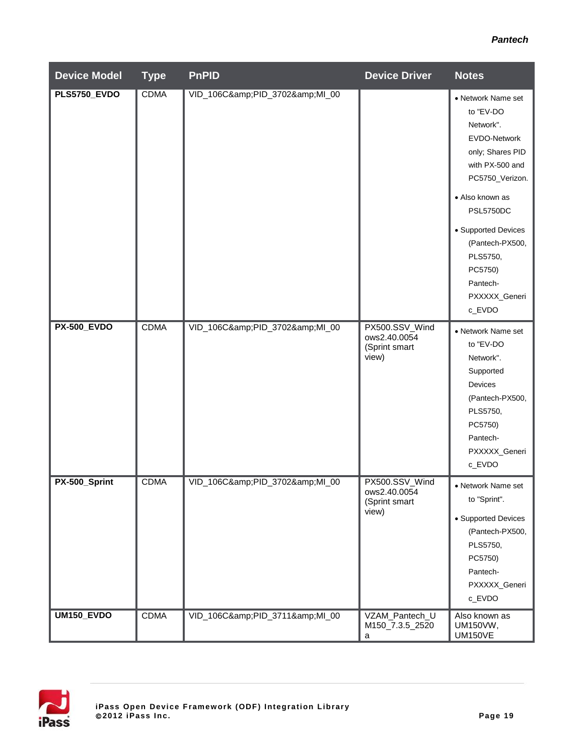| Device Model | Type | PnPID | Device Driver | Notes |
|---|---|---|---|---|
| **PLS5750_EVDO** | CDMA | VID_106C&amp;PID_3702&amp;MI_00 | | • Network Name set to "EV-DO Network". EVDO-Network only; Shares PID with PX-500 and PC5750_Verizon.<br>• Also known as PSL5750DC<br>• Supported Devices (Pantech-PX500, PLS5750, PC5750) Pantech-PXXXXX_Generic_EVDO |
| **PX-500_EVDO** | CDMA | VID_106C&amp;PID_3702&amp;MI_00 | PX500.SSV_Windows2.40.0054 (Sprint smart view) | • Network Name set to "EV-DO Network". Supported Devices (Pantech-PX500, PLS5750, PC5750) Pantech-PXXXXX_Generic_EVDO |
| **PX-500_Sprint** | CDMA | VID_106C&amp;PID_3702&amp;MI_00 | PX500.SSV_Windows2.40.0054 (Sprint smart view) | • Network Name set to "Sprint".<br>• Supported Devices (Pantech-PX500, PLS5750, PC5750) Pantech-PXXXXX_Generic_EVDO |
| **UM150_EVDO** | CDMA | VID_106C&amp;PID_3711&amp;MI_00 | VZAM_Pantech_UM150_7.3.5_2520a | Also known as UM150VW, UM150VE |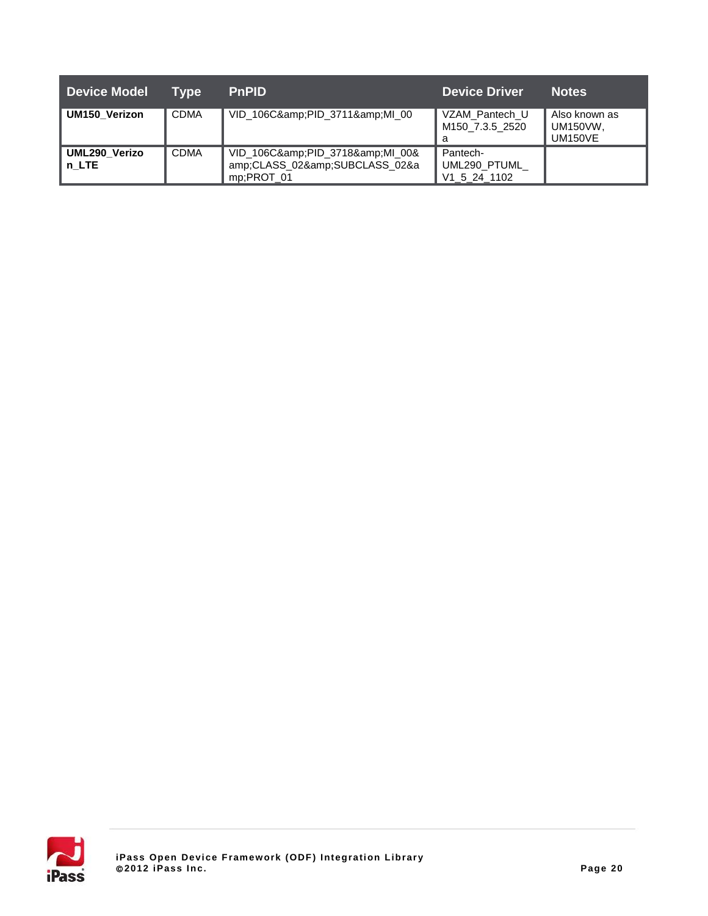| Device Model | Type | PnPID | Device Driver | Notes |
| --- | --- | --- | --- | --- |
| **UM150_Verizon** | CDMA | VID_106C&amp;PID_3711&amp;MI_00 | VZAM_Pantech_UM150_7.3.5_2520a | Also known as UM150VW, UM150VE |
| **UML290_Verizon_LTE** | CDMA | VID_106C&amp;PID_3718&amp;MI_00&amp;CLASS_02&amp;SUBCLASS_02&amp;PROT_01 | Pantech-UML290_PTUML_V1_5_24_1102 | |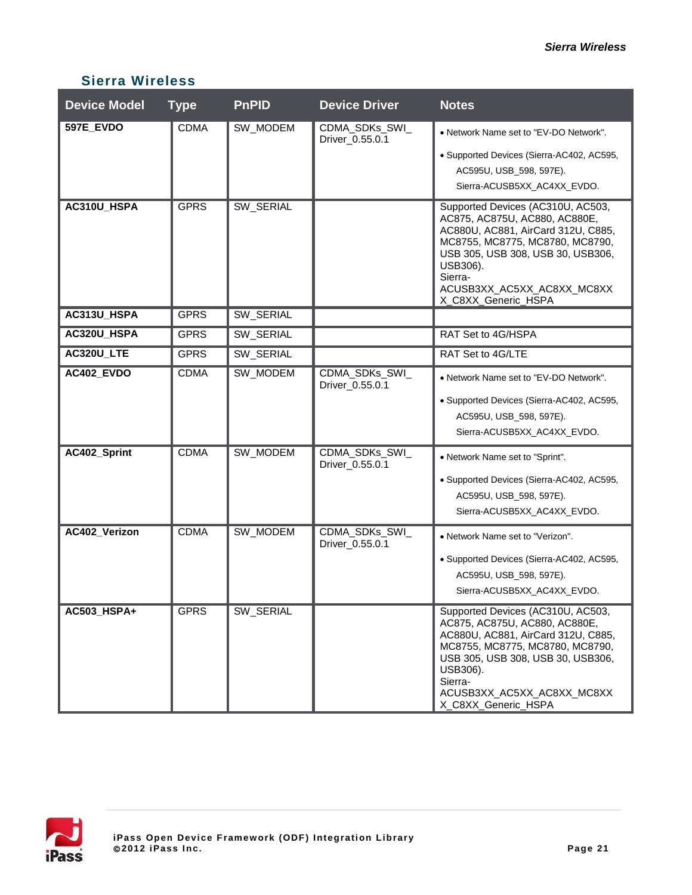## Sierra Wireless

| Device Model | Type | PnPID | Device Driver | Notes |
|---|---|---|---|---|
| **597E_EVDO** | CDMA | SW_MODEM | CDMA_SDKs_SWI_Driver_0.55.0.1 | • Network Name set to "EV-DO Network". • Supported Devices (Sierra-AC402, AC595, AC595U, USB_598, 597E). Sierra-ACUSB5XX_AC4XX_EVDO. |
| **AC310U_HSPA** | GPRS | SW_SERIAL | | Supported Devices (AC310U, AC503, AC875, AC875U, AC880, AC880E, AC880U, AC881, AirCard 312U, C885, MC8755, MC8775, MC8780, MC8790, USB 305, USB 308, USB 30, USB306, USB306). Sierra-ACUSB3XX_AC5XX_AC8XX_MC8XXX_C8XX_Generic_HSPA |
| **AC313U_HSPA** | GPRS | SW_SERIAL | | |
| **AC320U_HSPA** | GPRS | SW_SERIAL | | RAT Set to 4G/HSPA |
| **AC320U_LTE** | GPRS | SW_SERIAL | | RAT Set to 4G/LTE |
| **AC402_EVDO** | CDMA | SW_MODEM | CDMA_SDKs_SWI_Driver_0.55.0.1 | • Network Name set to "EV-DO Network". • Supported Devices (Sierra-AC402, AC595, AC595U, USB_598, 597E). Sierra-ACUSB5XX_AC4XX_EVDO. |
| **AC402_Sprint** | CDMA | SW_MODEM | CDMA_SDKs_SWI_Driver_0.55.0.1 | • Network Name set to "Sprint". • Supported Devices (Sierra-AC402, AC595, AC595U, USB_598, 597E). Sierra-ACUSB5XX_AC4XX_EVDO. |
| **AC402_Verizon** | CDMA | SW_MODEM | CDMA_SDKs_SWI_Driver_0.55.0.1 | • Network Name set to "Verizon". • Supported Devices (Sierra-AC402, AC595, AC595U, USB_598, 597E). Sierra-ACUSB5XX_AC4XX_EVDO. |
| **AC503_HSPA+** | GPRS | SW_SERIAL | | Supported Devices (AC310U, AC503, AC875, AC875U, AC880, AC880E, AC880U, AC881, AirCard 312U, C885, MC8755, MC8775, MC8780, MC8790, USB 305, USB 308, USB 30, USB306, USB306). Sierra-ACUSB3XX_AC5XX_AC8XX_MC8XXX_C8XX_Generic_HSPA |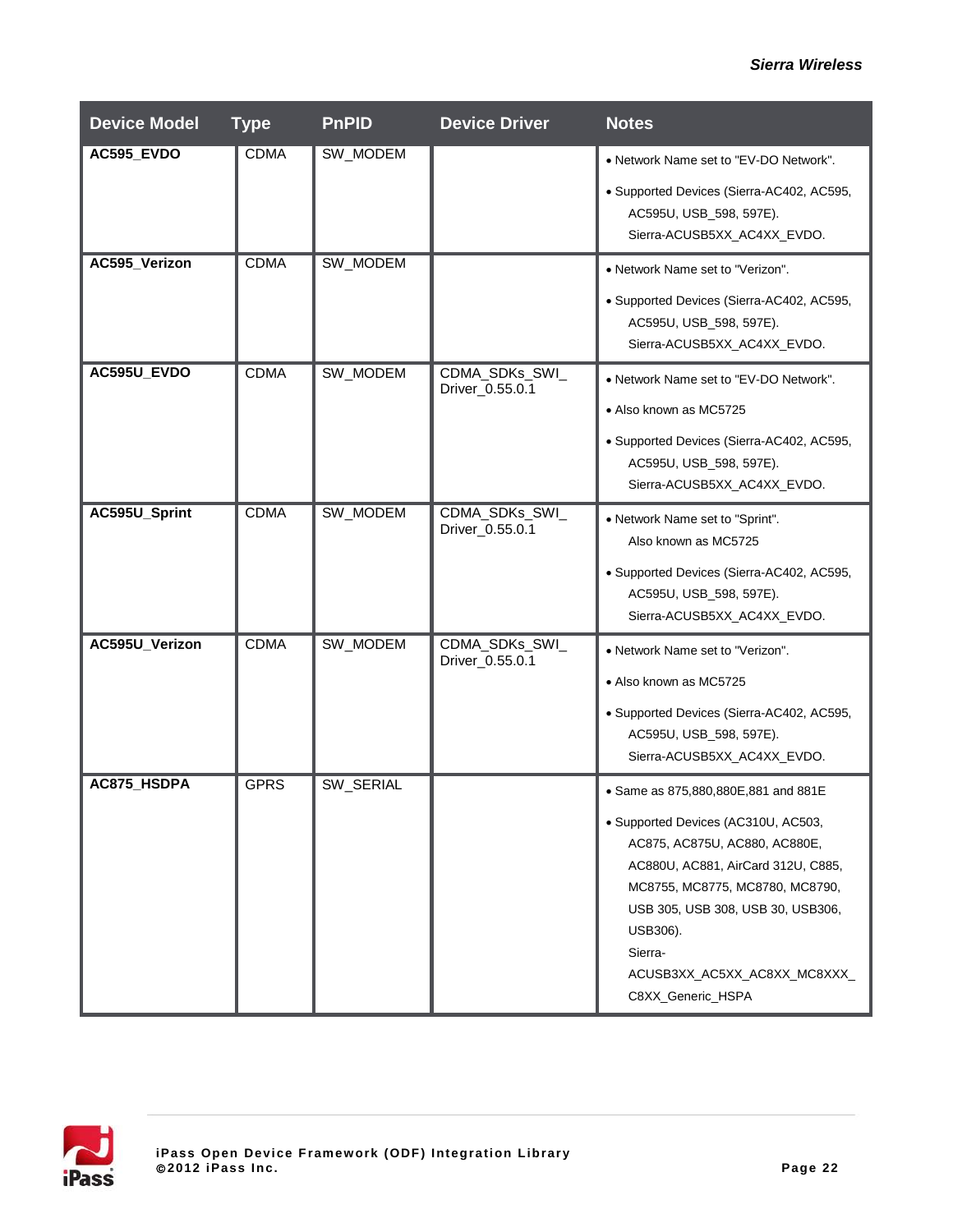| Device Model | Type | PnPID | Device Driver | Notes |
|---|---|---|---|---|
| **AC595_EVDO** | CDMA | SW_MODEM | | • Network Name set to "EV-DO Network".<br>• Supported Devices (Sierra-AC402, AC595, AC595U, USB_598, 597E). Sierra-ACUSB5XX_AC4XX_EVDO. |
| **AC595_Verizon** | CDMA | SW_MODEM | | • Network Name set to "Verizon".<br>• Supported Devices (Sierra-AC402, AC595, AC595U, USB_598, 597E). Sierra-ACUSB5XX_AC4XX_EVDO. |
| **AC595U_EVDO** | CDMA | SW_MODEM | CDMA_SDKs_SWI_Driver_0.55.0.1 | • Network Name set to "EV-DO Network".<br>• Also known as MC5725<br>• Supported Devices (Sierra-AC402, AC595, AC595U, USB_598, 597E). Sierra-ACUSB5XX_AC4XX_EVDO. |
| **AC595U_Sprint** | CDMA | SW_MODEM | CDMA_SDKs_SWI_Driver_0.55.0.1 | • Network Name set to "Sprint". Also known as MC5725<br>• Supported Devices (Sierra-AC402, AC595, AC595U, USB_598, 597E). Sierra-ACUSB5XX_AC4XX_EVDO. |
| **AC595U_Verizon** | CDMA | SW_MODEM | CDMA_SDKs_SWI_Driver_0.55.0.1 | • Network Name set to "Verizon".<br>• Also known as MC5725<br>• Supported Devices (Sierra-AC402, AC595, AC595U, USB_598, 597E). Sierra-ACUSB5XX_AC4XX_EVDO. |
| **AC875_HSDPA** | GPRS | SW_SERIAL | | • Same as 875,880,880E,881 and 881E<br>• Supported Devices (AC310U, AC503, AC875, AC875U, AC880, AC880E, AC880U, AC881, AirCard 312U, C885, MC8755, MC8775, MC8780, MC8790, USB 305, USB 308, USB 30, USB306, USB306). Sierra-ACUSB3XX_AC5XX_AC8XX_MC8XXX_C8XX_Generic_HSPA |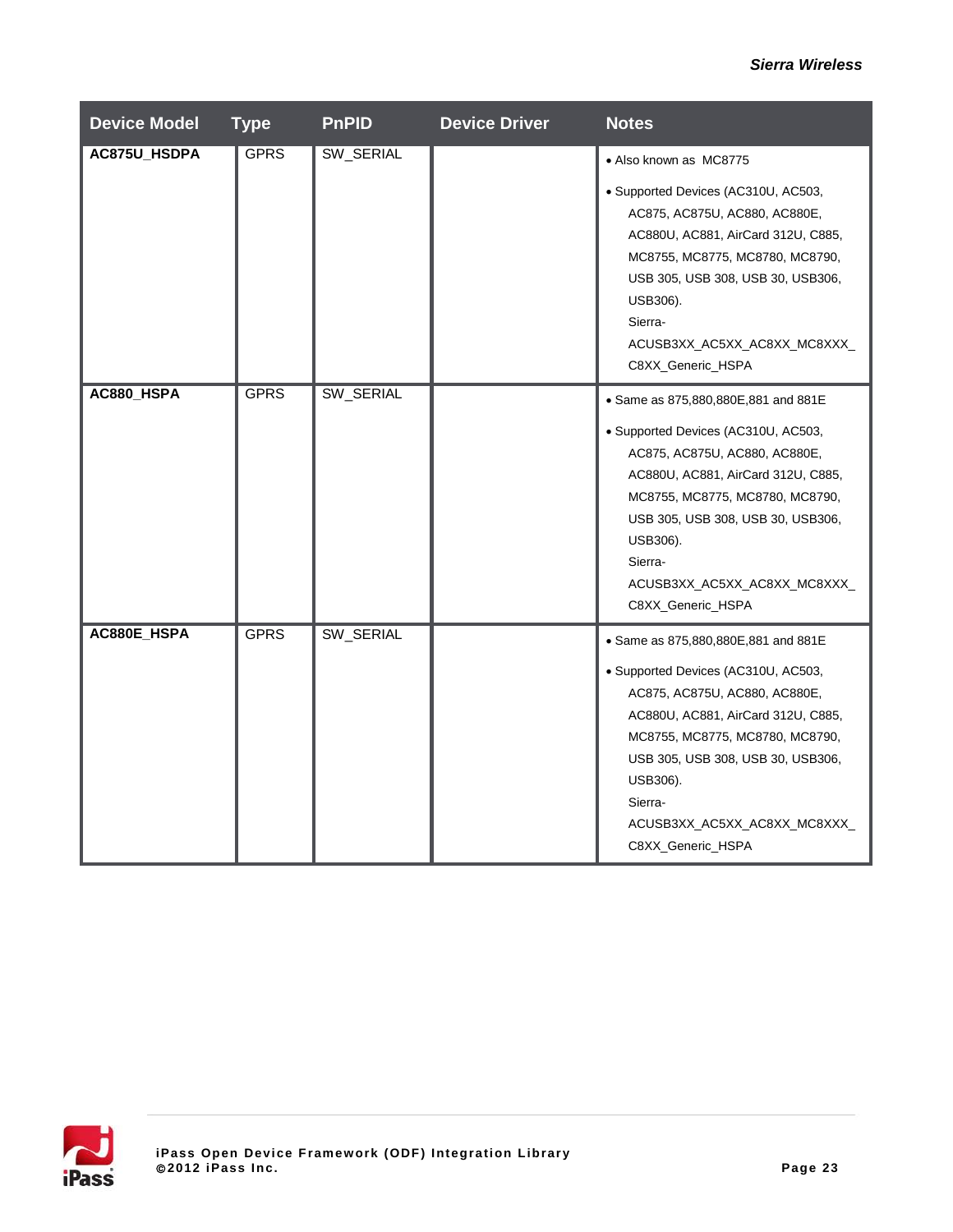| Device Model | Type | PnPID | Device Driver | Notes |
|---|---|---|---|---|
| **AC875U_HSDPA** | GPRS | SW_SERIAL | | • Also known as MC8775<br>• Supported Devices (AC310U, AC503, AC875, AC875U, AC880, AC880E, AC880U, AC881, AirCard 312U, C885, MC8755, MC8775, MC8780, MC8790, USB 305, USB 308, USB 30, USB306, USB306). Sierra-ACUSB3XX_AC5XX_AC8XX_MC8XXX_C8XX_Generic_HSPA |
| **AC880_HSPA** | GPRS | SW_SERIAL | | • Same as 875,880,880E,881 and 881E<br>• Supported Devices (AC310U, AC503, AC875, AC875U, AC880, AC880E, AC880U, AC881, AirCard 312U, C885, MC8755, MC8775, MC8780, MC8790, USB 305, USB 308, USB 30, USB306, USB306). Sierra-ACUSB3XX_AC5XX_AC8XX_MC8XXX_C8XX_Generic_HSPA |
| **AC880E_HSPA** | GPRS | SW_SERIAL | | • Same as 875,880,880E,881 and 881E<br>• Supported Devices (AC310U, AC503, AC875, AC875U, AC880, AC880E, AC880U, AC881, AirCard 312U, C885, MC8755, MC8775, MC8780, MC8790, USB 305, USB 308, USB 30, USB306, USB306). Sierra-ACUSB3XX_AC5XX_AC8XX_MC8XXX_C8XX_Generic_HSPA |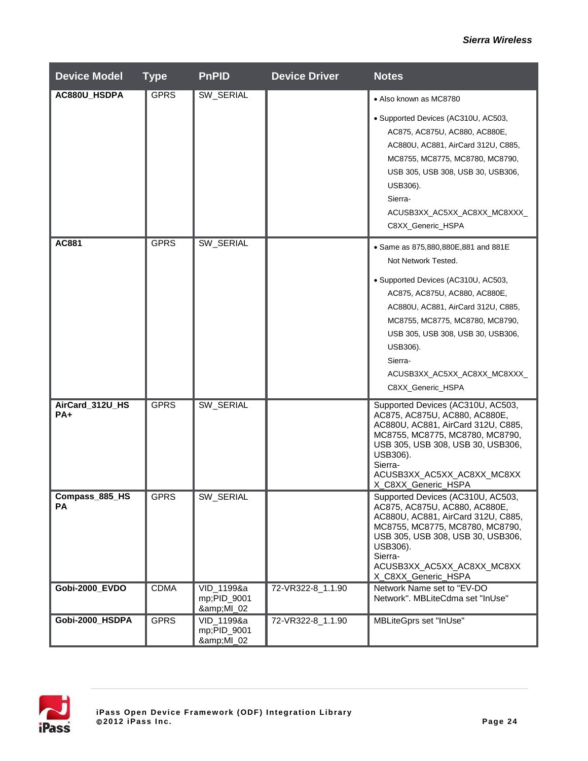| Device Model | Type | PnPID | Device Driver | Notes |
|---|---|---|---|---|
| **AC880U_HSDPA** | GPRS | SW_SERIAL | | • Also known as MC8780<br>• Supported Devices (AC310U, AC503, AC875, AC875U, AC880, AC880E, AC880U, AC881, AirCard 312U, C885, MC8755, MC8775, MC8780, MC8790, USB 305, USB 308, USB 30, USB306, USB306). Sierra-ACUSB3XX_AC5XX_AC8XX_MC8XXX_C8XX_Generic_HSPA |
| **AC881** | GPRS | SW_SERIAL | | • Same as 875,880,880E,881 and 881E Not Network Tested.<br>• Supported Devices (AC310U, AC503, AC875, AC875U, AC880, AC880E, AC880U, AC881, AirCard 312U, C885, MC8755, MC8775, MC8780, MC8790, USB 305, USB 308, USB 30, USB306, USB306). Sierra-ACUSB3XX_AC5XX_AC8XX_MC8XXX_C8XX_Generic_HSPA |
| **AirCard_312U_HSPA+** | GPRS | SW_SERIAL | | Supported Devices (AC310U, AC503, AC875, AC875U, AC880, AC880E, AC880U, AC881, AirCard 312U, C885, MC8755, MC8775, MC8780, MC8790, USB 305, USB 308, USB 30, USB306, USB306). Sierra-ACUSB3XX_AC5XX_AC8XX_MC8XXX_C8XX_Generic_HSPA |
| **Compass_885_HSPA** | GPRS | SW_SERIAL | | Supported Devices (AC310U, AC503, AC875, AC875U, AC880, AC880E, AC880U, AC881, AirCard 312U, C885, MC8755, MC8775, MC8780, MC8790, USB 305, USB 308, USB 30, USB306, USB306). Sierra-ACUSB3XX_AC5XX_AC8XX_MC8XXX_C8XX_Generic_HSPA |
| **Gobi-2000_EVDO** | CDMA | VID_1199&amp;PID_9001&amp;MI_02 | 72-VR322-8_1.1.90 | Network Name set to "EV-DO Network". MBLiteCdma set "InUse" |
| **Gobi-2000_HSDPA** | GPRS | VID_1199&amp;PID_9001&amp;MI_02 | 72-VR322-8_1.1.90 | MBLiteGprs set "InUse" |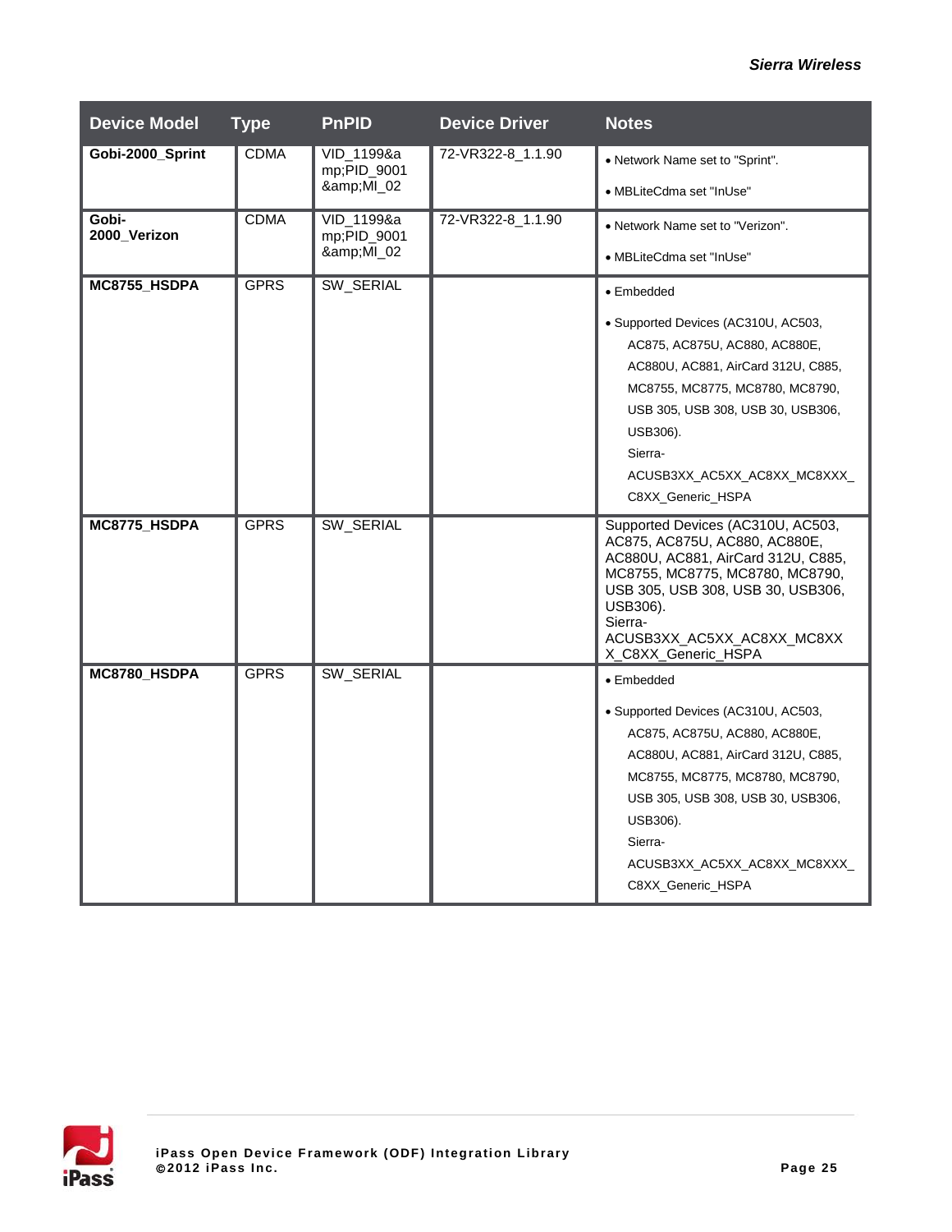| Device Model | Type | PnPID | Device Driver | Notes |
|---|---|---|---|---|
| **Gobi-2000_Sprint** | CDMA | VID_1199&amp;PID_9001 &amp;MI_02 | 72-VR322-8_1.1.90 | • Network Name set to "Sprint".<br>• MBLiteCdma set "InUse" |
| **Gobi-2000_Verizon** | CDMA | VID_1199&amp;PID_9001 &amp;MI_02 | 72-VR322-8_1.1.90 | • Network Name set to "Verizon".<br>• MBLiteCdma set "InUse" |
| **MC8755_HSDPA** | GPRS | SW_SERIAL | | • Embedded<br>• Supported Devices (AC310U, AC503, AC875, AC875U, AC880, AC880E, AC880U, AC881, AirCard 312U, C885, MC8755, MC8775, MC8780, MC8790, USB 305, USB 308, USB 30, USB306, USB306).<br>Sierra-ACUSB3XX_AC5XX_AC8XX_MC8XXX_C8XX_Generic_HSPA |
| **MC8775_HSDPA** | GPRS | SW_SERIAL | | Supported Devices (AC310U, AC503, AC875, AC875U, AC880, AC880E, AC880U, AC881, AirCard 312U, C885, MC8755, MC8775, MC8780, MC8790, USB 305, USB 308, USB 30, USB306, USB306).<br>Sierra-ACUSB3XX_AC5XX_AC8XX_MC8XXX_C8XX_Generic_HSPA |
| **MC8780_HSDPA** | GPRS | SW_SERIAL | | • Embedded<br>• Supported Devices (AC310U, AC503, AC875, AC875U, AC880, AC880E, AC880U, AC881, AirCard 312U, C885, MC8755, MC8775, MC8780, MC8790, USB 305, USB 308, USB 30, USB306, USB306).<br>Sierra-ACUSB3XX_AC5XX_AC8XX_MC8XXX_C8XX_Generic_HSPA |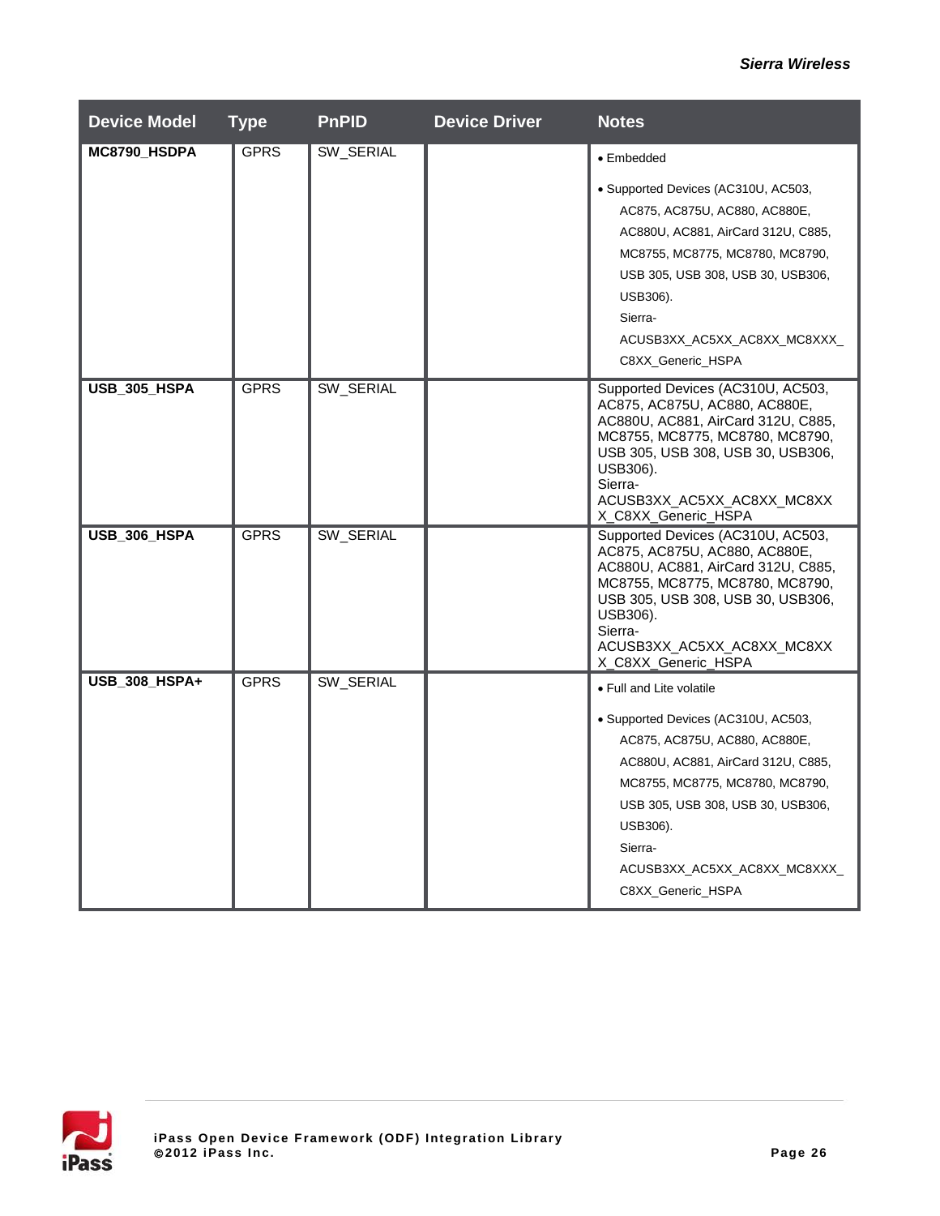| Device Model | Type | PnPID | Device Driver | Notes |
|---|---|---|---|---|
| **MC8790_HSDPA** | GPRS | SW_SERIAL | | • Embedded<br>• Supported Devices (AC310U, AC503, AC875, AC875U, AC880, AC880E, AC880U, AC881, AirCard 312U, C885, MC8755, MC8775, MC8780, MC8790, USB 305, USB 308, USB 30, USB306, USB306). Sierra-ACUSB3XX_AC5XX_AC8XX_MC8XXX_C8XX_Generic_HSPA |
| **USB_305_HSPA** | GPRS | SW_SERIAL | | Supported Devices (AC310U, AC503, AC875, AC875U, AC880, AC880E, AC880U, AC881, AirCard 312U, C885, MC8755, MC8775, MC8780, MC8790, USB 305, USB 308, USB 30, USB306, USB306). Sierra-ACUSB3XX_AC5XX_AC8XX_MC8XXX_C8XX_Generic_HSPA |
| **USB_306_HSPA** | GPRS | SW_SERIAL | | Supported Devices (AC310U, AC503, AC875, AC875U, AC880, AC880E, AC880U, AC881, AirCard 312U, C885, MC8755, MC8775, MC8780, MC8790, USB 305, USB 308, USB 30, USB306, USB306). Sierra-ACUSB3XX_AC5XX_AC8XX_MC8XXX_C8XX_Generic_HSPA |
| **USB_308_HSPA+** | GPRS | SW_SERIAL | | • Full and Lite volatile<br>• Supported Devices (AC310U, AC503, AC875, AC875U, AC880, AC880E, AC880U, AC881, AirCard 312U, C885, MC8755, MC8775, MC8780, MC8790, USB 305, USB 308, USB 30, USB306, USB306). Sierra-ACUSB3XX_AC5XX_AC8XX_MC8XXX_C8XX_Generic_HSPA |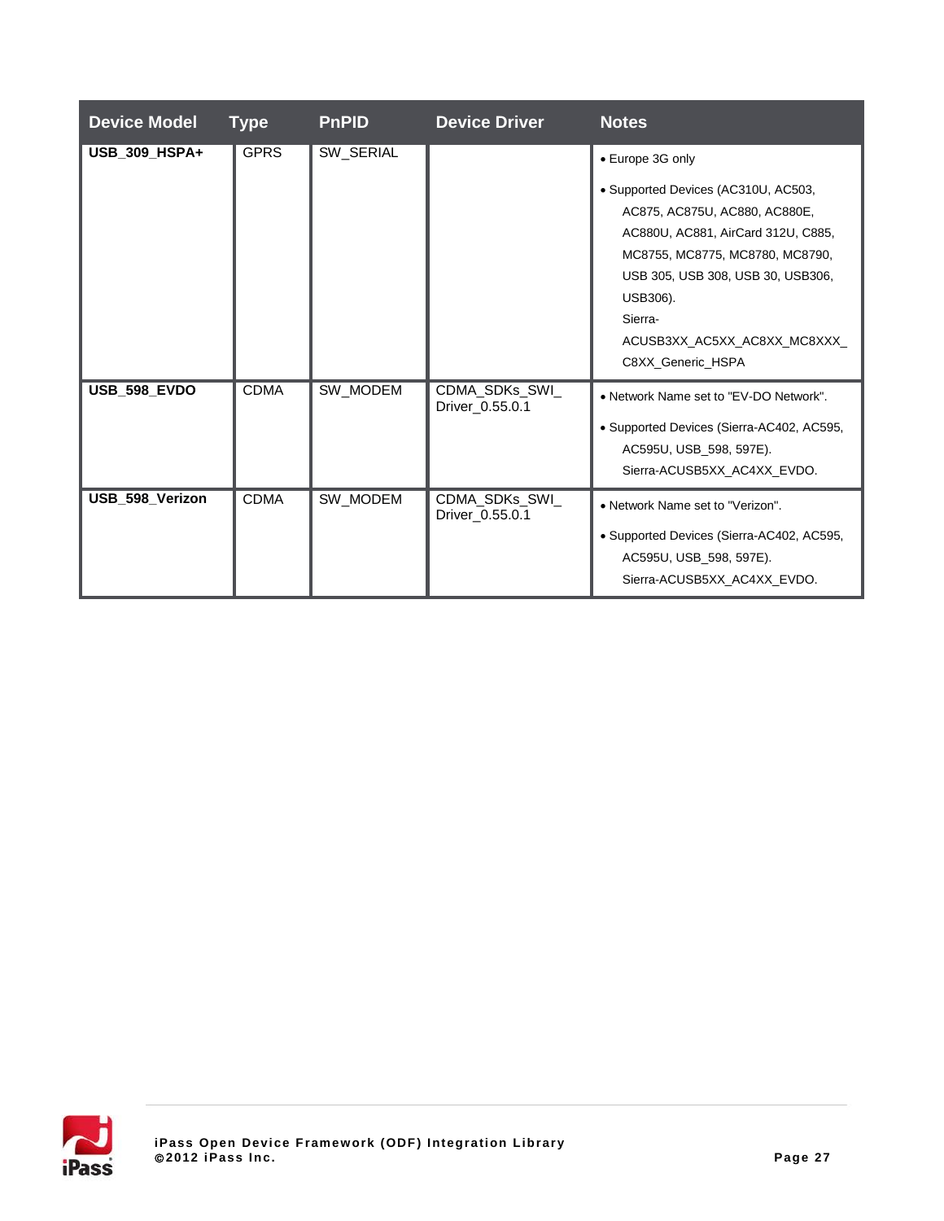| Device Model | Type | PnPID | Device Driver | Notes |
|---|---|---|---|---|
| **USB_309_HSPA+** | GPRS | SW_SERIAL | | • Europe 3G only<br>• Supported Devices (AC310U, AC503, AC875, AC875U, AC880, AC880E, AC880U, AC881, AirCard 312U, C885, MC8755, MC8775, MC8780, MC8790, USB 305, USB 308, USB 30, USB306, USB306). Sierra-ACUSB3XX_AC5XX_AC8XX_MC8XXX_C8XX_Generic_HSPA |
| **USB_598_EVDO** | CDMA | SW_MODEM | CDMA_SDKs_SWI_Driver_0.55.0.1 | • Network Name set to "EV-DO Network".<br>• Supported Devices (Sierra-AC402, AC595, AC595U, USB_598, 597E). Sierra-ACUSB5XX_AC4XX_EVDO. |
| **USB_598_Verizon** | CDMA | SW_MODEM | CDMA_SDKs_SWI_Driver_0.55.0.1 | • Network Name set to "Verizon".<br>• Supported Devices (Sierra-AC402, AC595, AC595U, USB_598, 597E). Sierra-ACUSB5XX_AC4XX_EVDO. |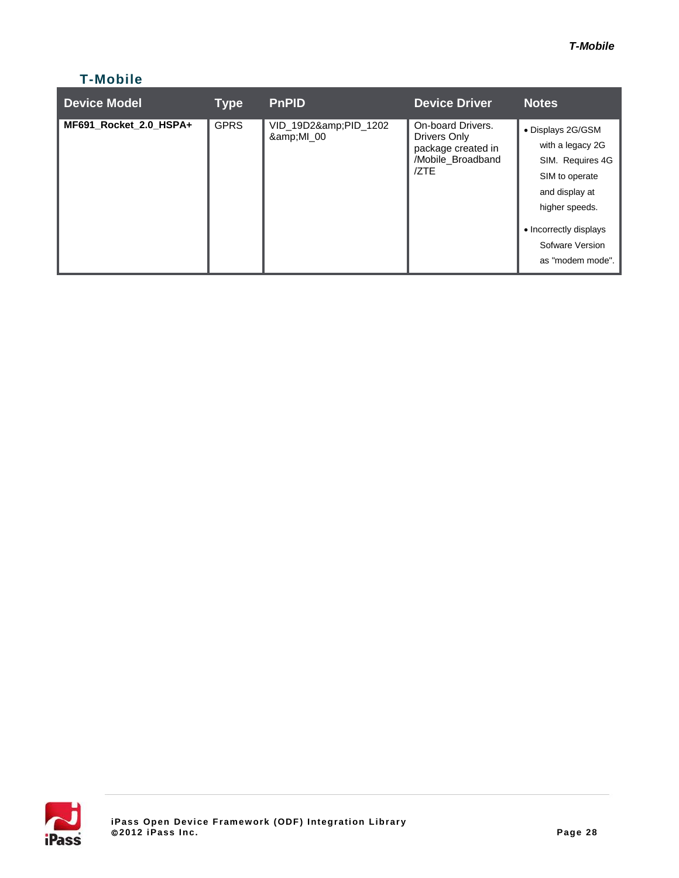## T-Mobile

| Device Model | Type | PnPID | Device Driver | Notes |
|---|---|---|---|---|
| **MF691_Rocket_2.0_HSPA+** | GPRS | VID_19D2&amp;PID_1202 &amp;MI_00 | On-board Drivers. Drivers Only package created in /Mobile_Broadband /ZTE | • Displays 2G/GSM with a legacy 2G SIM. Requires 4G SIM to operate and display at higher speeds. • Incorrectly displays Sofware Version as "modem mode". |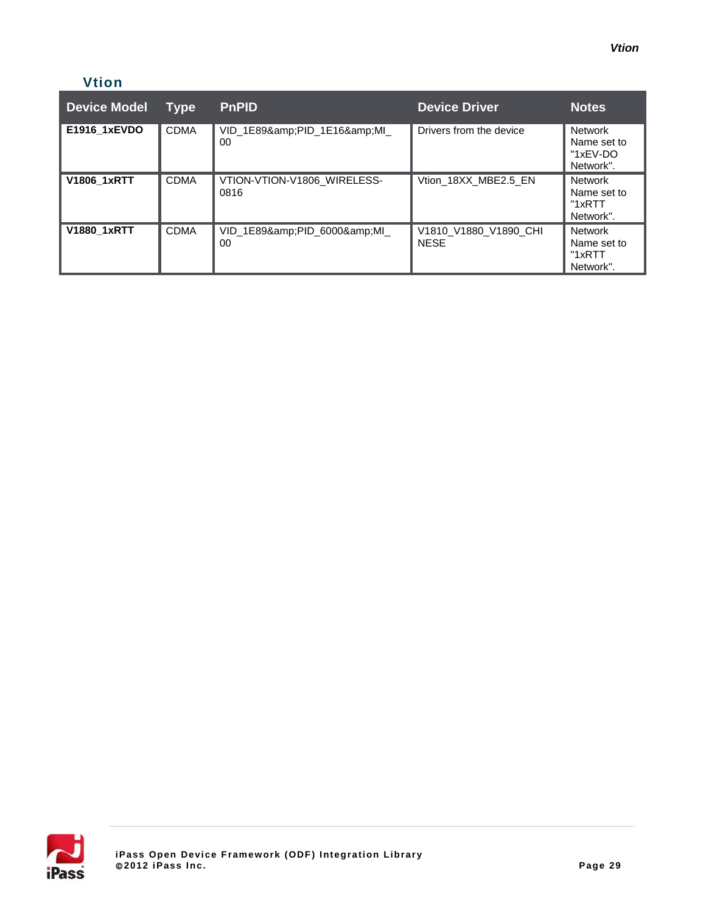## Vtion

| Device Model | Type | PnPID | Device Driver | Notes |
|---|---|---|---|---|
| **E1916_1xEVDO** | CDMA | VID_1E89&amp;PID_1E16&amp;MI_00 | Drivers from the device | Network Name set to "1xEV-DO Network". |
| **V1806_1xRTT** | CDMA | VTION-VTION-V1806_WIRELESS-0816 | Vtion_18XX_MBE2.5_EN | Network Name set to "1xRTT Network". |
| **V1880_1xRTT** | CDMA | VID_1E89&amp;PID_6000&amp;MI_00 | V1810_V1880_V1890_CHINESE | Network Name set to "1xRTT Network". |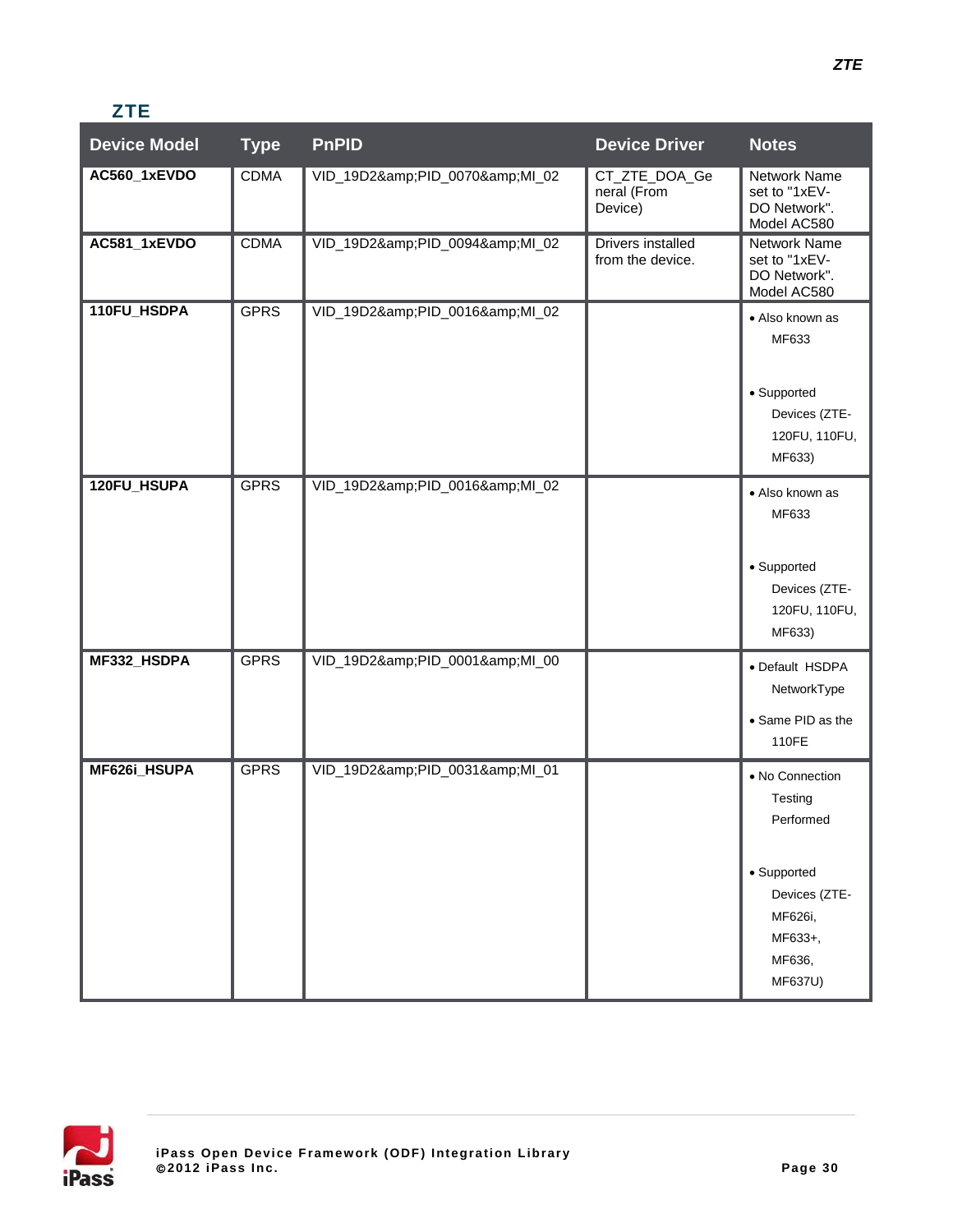## ZTE

| Device Model | Type | PnPID | Device Driver | Notes |
|---|---|---|---|---|
| **AC560_1xEVDO** | CDMA | VID_19D2&amp;PID_0070&amp;MI_02 | CT_ZTE_DOA_General (From Device) | Network Name set to "1xEV-DO Network". Model AC580 |
| **AC581_1xEVDO** | CDMA | VID_19D2&amp;PID_0094&amp;MI_02 | Drivers installed from the device. | Network Name set to "1xEV-DO Network". Model AC580 |
| **110FU_HSDPA** | GPRS | VID_19D2&amp;PID_0016&amp;MI_02 | | • Also known as MF633<br><br>• Supported Devices (ZTE-120FU, 110FU, MF633) |
| **120FU_HSUPA** | GPRS | VID_19D2&amp;PID_0016&amp;MI_02 | | • Also known as MF633<br><br>• Supported Devices (ZTE-120FU, 110FU, MF633) |
| **MF332_HSDPA** | GPRS | VID_19D2&amp;PID_0001&amp;MI_00 | | • Default HSDPA NetworkType<br>• Same PID as the 110FE |
| **MF626i_HSUPA** | GPRS | VID_19D2&amp;PID_0031&amp;MI_01 | | • No Connection Testing Performed<br><br>• Supported Devices (ZTE-MF626i, MF633+, MF636, MF637U) |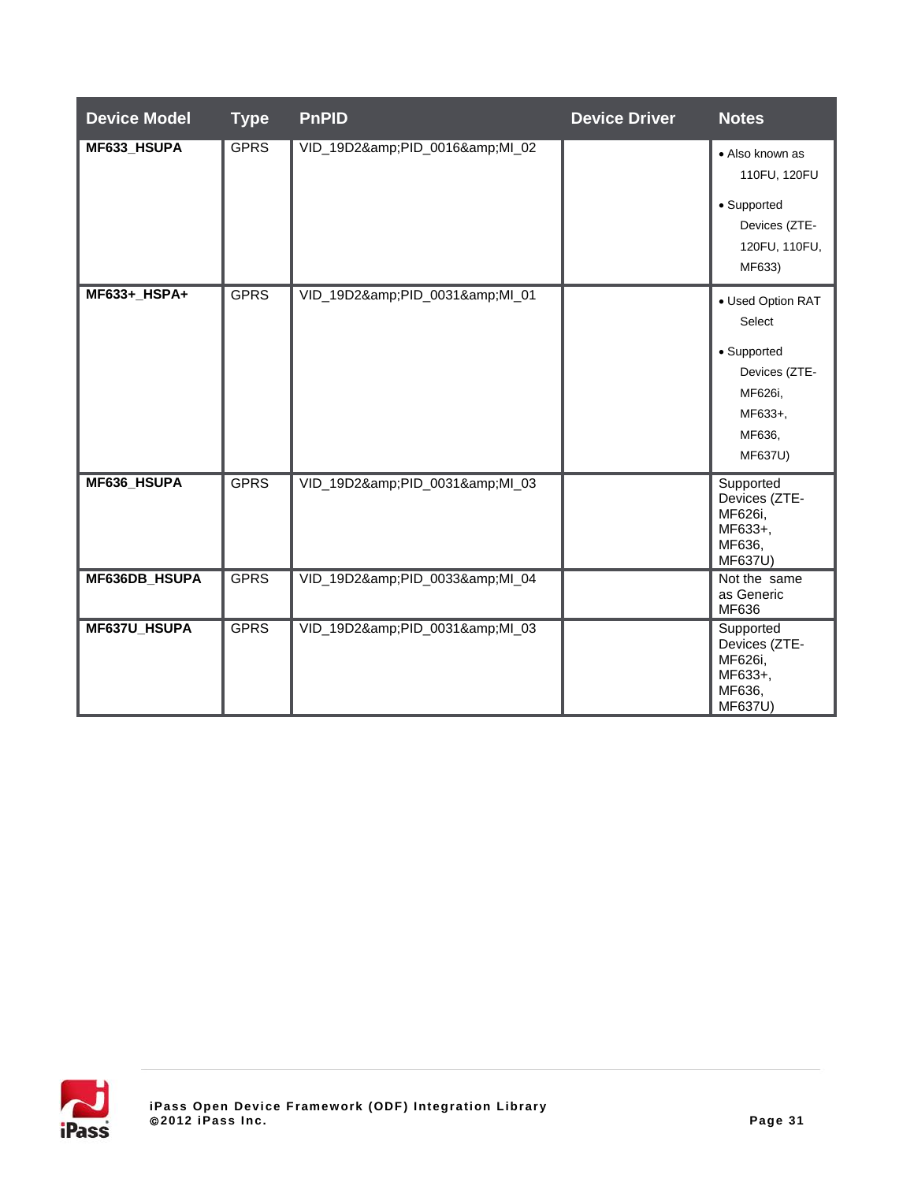| Device Model | Type | PnPID | Device Driver | Notes |
|---|---|---|---|---|
| **MF633_HSUPA** | GPRS | VID_19D2&amp;PID_0016&amp;MI_02 | | • Also known as 110FU, 120FU<br>• Supported Devices (ZTE-120FU, 110FU, MF633) |
| **MF633+_HSPA+** | GPRS | VID_19D2&amp;PID_0031&amp;MI_01 | | • Used Option RAT Select<br>• Supported Devices (ZTE-MF626i, MF633+, MF636, MF637U) |
| **MF636_HSUPA** | GPRS | VID_19D2&amp;PID_0031&amp;MI_03 | | Supported Devices (ZTE-MF626i, MF633+, MF636, MF637U) |
| **MF636DB_HSUPA** | GPRS | VID_19D2&amp;PID_0033&amp;MI_04 | | Not the same as Generic MF636 |
| **MF637U_HSUPA** | GPRS | VID_19D2&amp;PID_0031&amp;MI_03 | | Supported Devices (ZTE-MF626i, MF633+, MF636, MF637U) |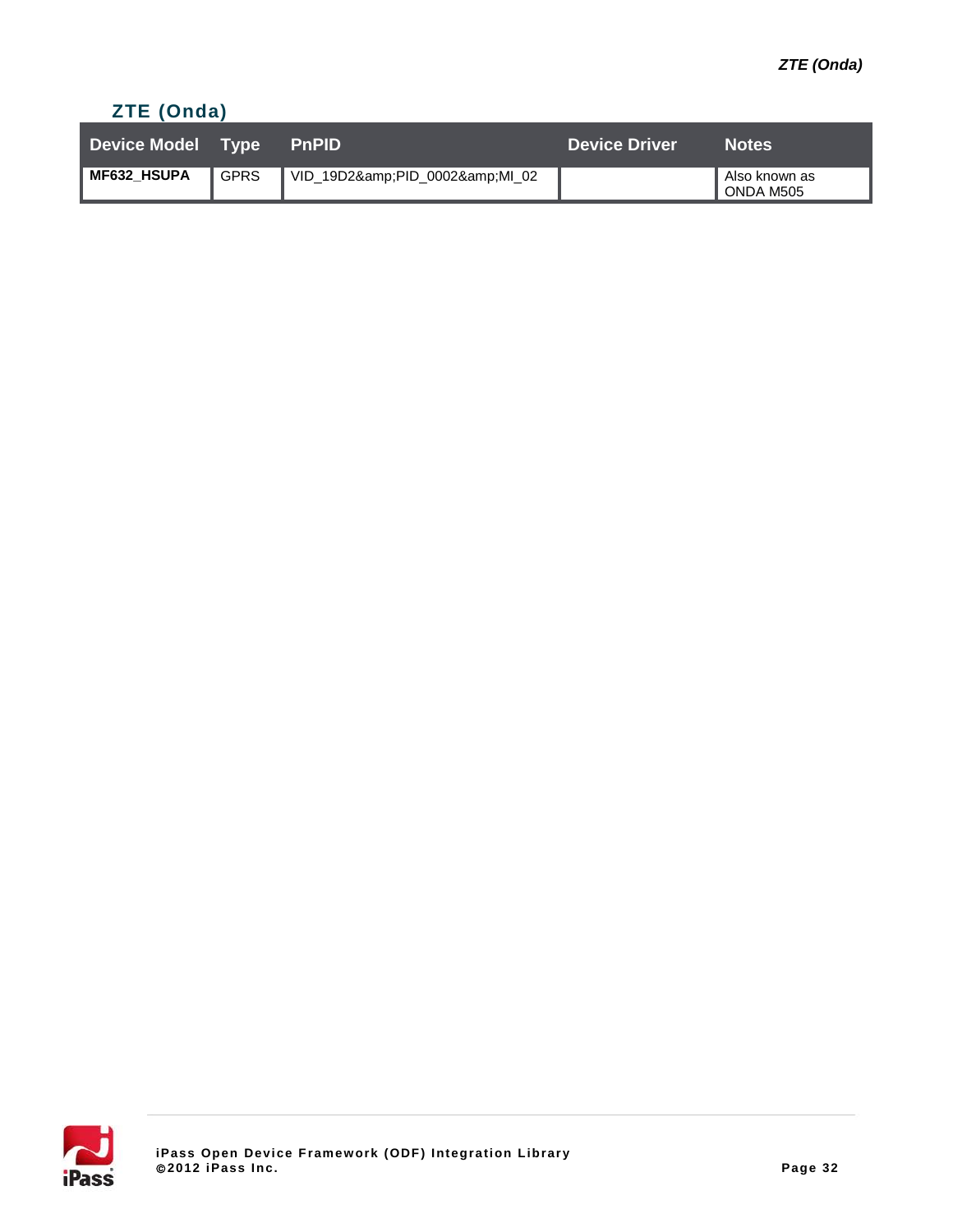## ZTE (Onda)

| Device Model | Type | PnPID | Device Driver | Notes |
|---|---|---|---|---|
| **MF632_HSUPA** | GPRS | VID_19D2&amp;PID_0002&amp;MI_02 | | Also known as ONDA M505 |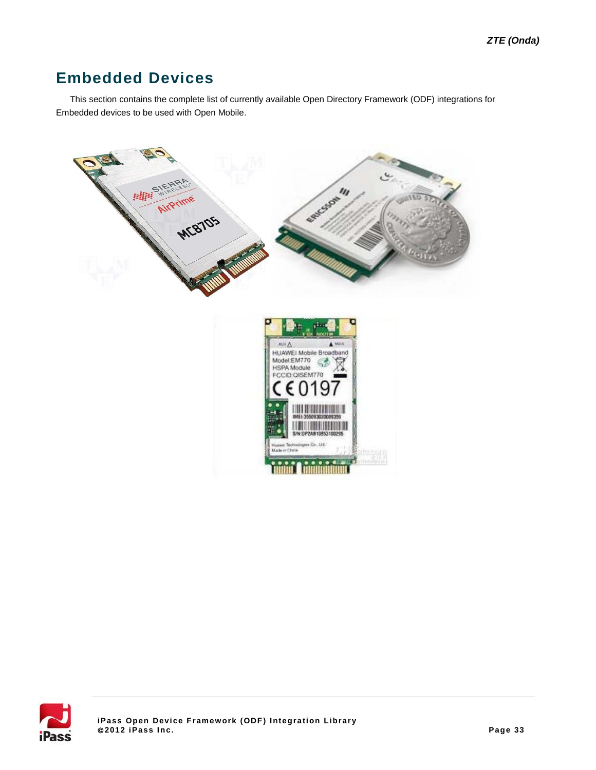# Embedded Devices

This section contains the complete list of currently available Open Directory Framework (ODF) integrations for Embedded devices to be used with Open Mobile.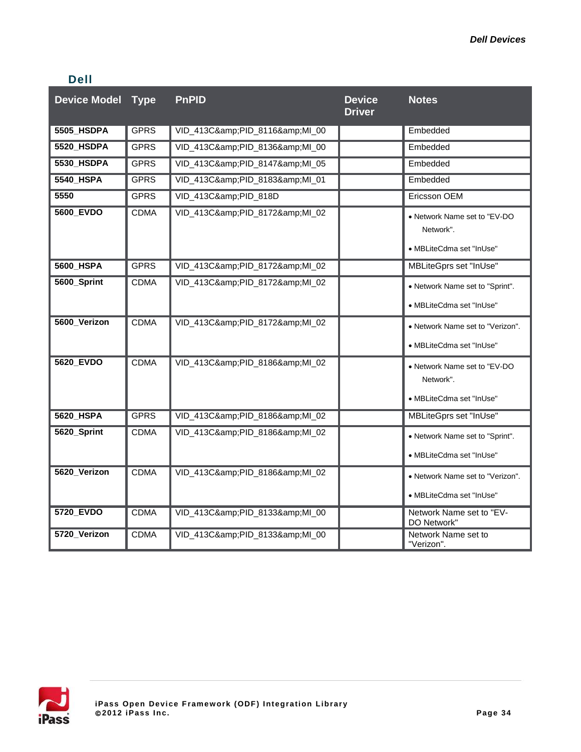## Dell

| Device Model | Type | PnPID | Device Driver | Notes |
|---|---|---|---|---|
| **5505_HSDPA** | GPRS | VID_413C&amp;PID_8116&amp;MI_00 | | Embedded |
| **5520_HSDPA** | GPRS | VID_413C&amp;PID_8136&amp;MI_00 | | Embedded |
| **5530_HSDPA** | GPRS | VID_413C&amp;PID_8147&amp;MI_05 | | Embedded |
| **5540_HSPA** | GPRS | VID_413C&amp;PID_8183&amp;MI_01 | | Embedded |
| **5550** | GPRS | VID_413C&amp;PID_818D | | Ericsson OEM |
| **5600_EVDO** | CDMA | VID_413C&amp;PID_8172&amp;MI_02 | | • Network Name set to "EV-DO Network".<br>• MBLiteCdma set "InUse" |
| **5600_HSPA** | GPRS | VID_413C&amp;PID_8172&amp;MI_02 | | MBLiteGprs set "InUse" |
| **5600_Sprint** | CDMA | VID_413C&amp;PID_8172&amp;MI_02 | | • Network Name set to "Sprint".<br>• MBLiteCdma set "InUse" |
| **5600_Verizon** | CDMA | VID_413C&amp;PID_8172&amp;MI_02 | | • Network Name set to "Verizon".<br>• MBLiteCdma set "InUse" |
| **5620_EVDO** | CDMA | VID_413C&amp;PID_8186&amp;MI_02 | | • Network Name set to "EV-DO Network".<br>• MBLiteCdma set "InUse" |
| **5620_HSPA** | GPRS | VID_413C&amp;PID_8186&amp;MI_02 | | MBLiteGprs set "InUse" |
| **5620_Sprint** | CDMA | VID_413C&amp;PID_8186&amp;MI_02 | | • Network Name set to "Sprint".<br>• MBLiteCdma set "InUse" |
| **5620_Verizon** | CDMA | VID_413C&amp;PID_8186&amp;MI_02 | | • Network Name set to "Verizon".<br>• MBLiteCdma set "InUse" |
| **5720_EVDO** | CDMA | VID_413C&amp;PID_8133&amp;MI_00 | | Network Name set to "EV-DO Network" |
| **5720_Verizon** | CDMA | VID_413C&amp;PID_8133&amp;MI_00 | | Network Name set to "Verizon". |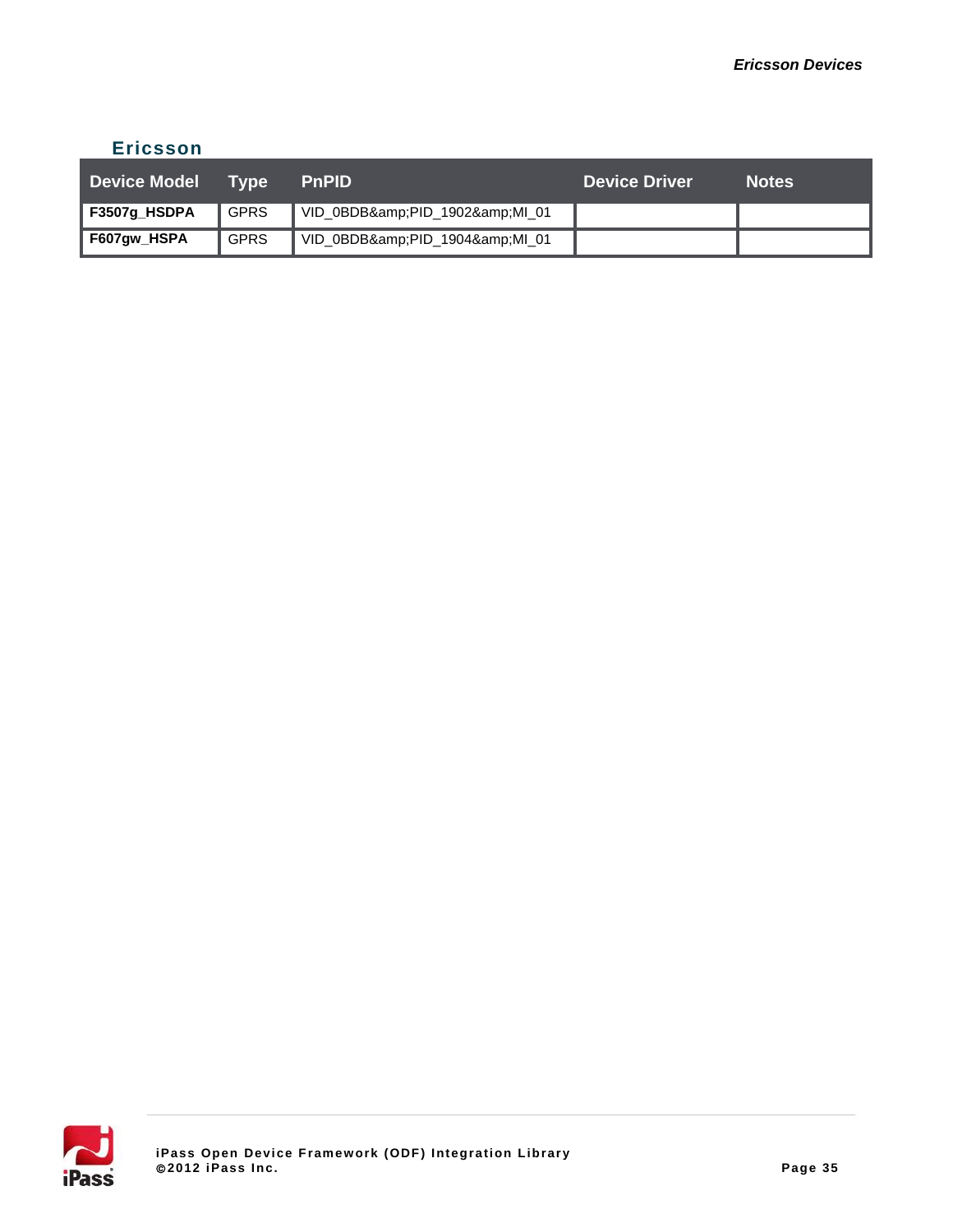## Ericsson

| Device Model | Type | PnPID | Device Driver | Notes |
|---|---|---|---|---|
| **F3507g_HSDPA** | GPRS | VID_0BDB&amp;PID_1902&amp;MI_01 | | |
| **F607gw_HSPA** | GPRS | VID_0BDB&amp;PID_1904&amp;MI_01 | | |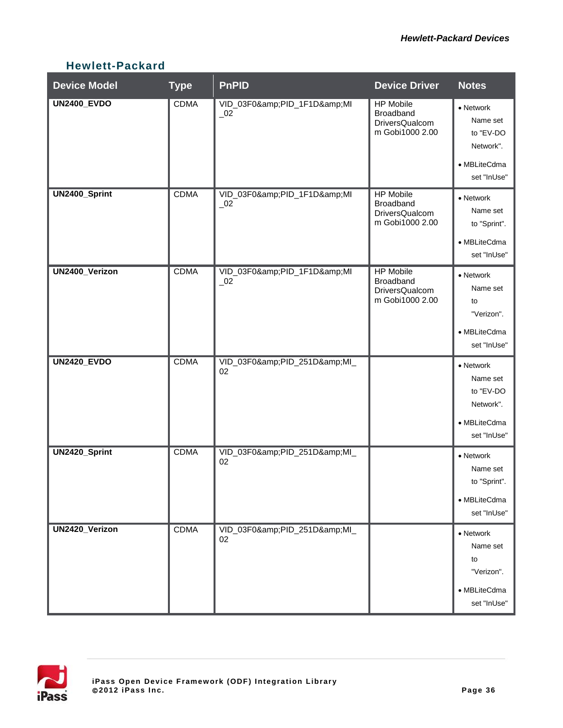## Hewlett-Packard

| Device Model | Type | PnPID | Device Driver | Notes |
| --- | --- | --- | --- | --- |
| **UN2400_EVDO** | CDMA | VID_03F0&amp;PID_1F1D&amp;MI_02 | HP Mobile Broadband DriversQualcomm Gobi1000 2.00 | • Network Name set to "EV-DO Network". • MBLiteCdma set "InUse" |
| **UN2400_Sprint** | CDMA | VID_03F0&amp;PID_1F1D&amp;MI_02 | HP Mobile Broadband DriversQualcomm Gobi1000 2.00 | • Network Name set to "Sprint". • MBLiteCdma set "InUse" |
| **UN2400_Verizon** | CDMA | VID_03F0&amp;PID_1F1D&amp;MI_02 | HP Mobile Broadband DriversQualcomm Gobi1000 2.00 | • Network Name set to "Verizon". • MBLiteCdma set "InUse" |
| **UN2420_EVDO** | CDMA | VID_03F0&amp;PID_251D&amp;MI_02 | | • Network Name set to "EV-DO Network". • MBLiteCdma set "InUse" |
| **UN2420_Sprint** | CDMA | VID_03F0&amp;PID_251D&amp;MI_02 | | • Network Name set to "Sprint". • MBLiteCdma set "InUse" |
| **UN2420_Verizon** | CDMA | VID_03F0&amp;PID_251D&amp;MI_02 | | • Network Name set to "Verizon". • MBLiteCdma set "InUse" |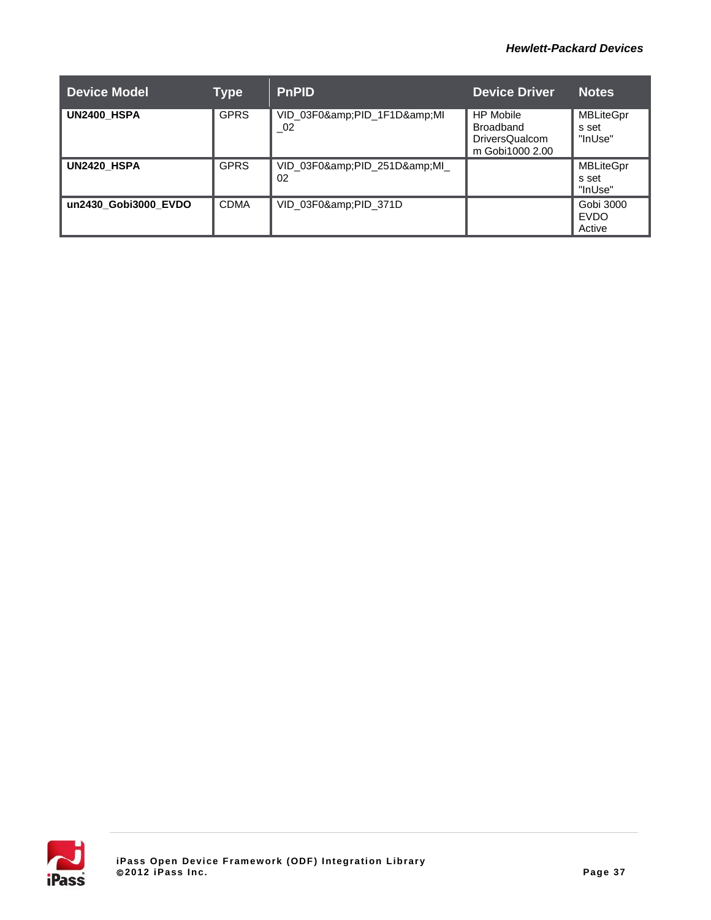| Device Model | Type | PnPID | Device Driver | Notes |
|---|---|---|---|---|
| **UN2400_HSPA** | GPRS | VID_03F0&amp;PID_1F1D&amp;MI_02 | HP Mobile Broadband DriversQualcomm Gobi1000 2.00 | MBLiteGprs set "InUse" |
| **UN2420_HSPA** | GPRS | VID_03F0&amp;PID_251D&amp;MI_02 | | MBLiteGprs set "InUse" |
| **un2430_Gobi3000_EVDO** | CDMA | VID_03F0&amp;PID_371D | | Gobi 3000 EVDO Active |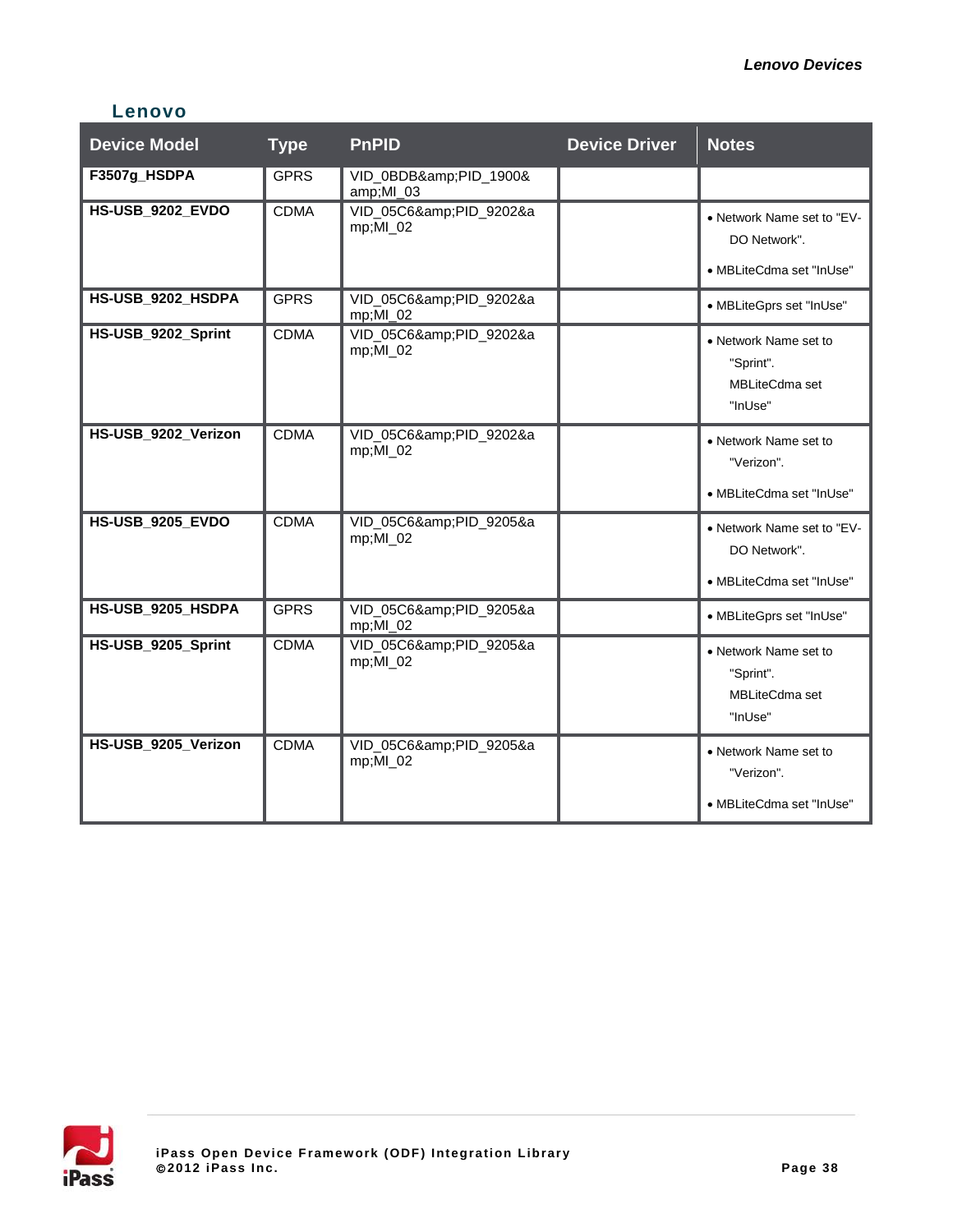## Lenovo

| Device Model | Type | PnPID | Device Driver | Notes |
|---|---|---|---|---|
| **F3507g_HSDPA** | GPRS | VID_0BDB&amp;PID_1900&amp;MI_03 | | |
| **HS-USB_9202_EVDO** | CDMA | VID_05C6&amp;PID_9202&amp;MI_02 | | • Network Name set to "EV-DO Network". • MBLiteCdma set "InUse" |
| **HS-USB_9202_HSDPA** | GPRS | VID_05C6&amp;PID_9202&amp;MI_02 | | • MBLiteGprs set "InUse" |
| **HS-USB_9202_Sprint** | CDMA | VID_05C6&amp;PID_9202&amp;MI_02 | | • Network Name set to "Sprint". MBLiteCdma set "InUse" |
| **HS-USB_9202_Verizon** | CDMA | VID_05C6&amp;PID_9202&amp;MI_02 | | • Network Name set to "Verizon". • MBLiteCdma set "InUse" |
| **HS-USB_9205_EVDO** | CDMA | VID_05C6&amp;PID_9205&amp;MI_02 | | • Network Name set to "EV-DO Network". • MBLiteCdma set "InUse" |
| **HS-USB_9205_HSDPA** | GPRS | VID_05C6&amp;PID_9205&amp;MI_02 | | • MBLiteGprs set "InUse" |
| **HS-USB_9205_Sprint** | CDMA | VID_05C6&amp;PID_9205&amp;MI_02 | | • Network Name set to "Sprint". MBLiteCdma set "InUse" |
| **HS-USB_9205_Verizon** | CDMA | VID_05C6&amp;PID_9205&amp;MI_02 | | • Network Name set to "Verizon". • MBLiteCdma set "InUse" |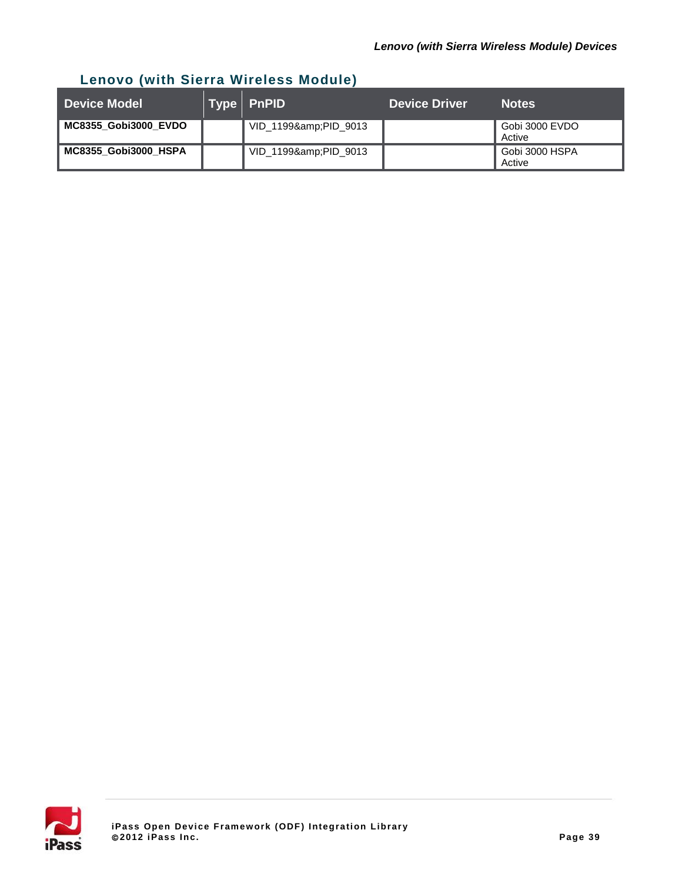## Lenovo (with Sierra Wireless Module)

| Device Model | Type | PnPID | Device Driver | Notes |
|---|---|---|---|---|
| **MC8355_Gobi3000_EVDO** | | VID_1199&amp;PID_9013 | | Gobi 3000 EVDO Active |
| **MC8355_Gobi3000_HSPA** | | VID_1199&amp;PID_9013 | | Gobi 3000 HSPA Active |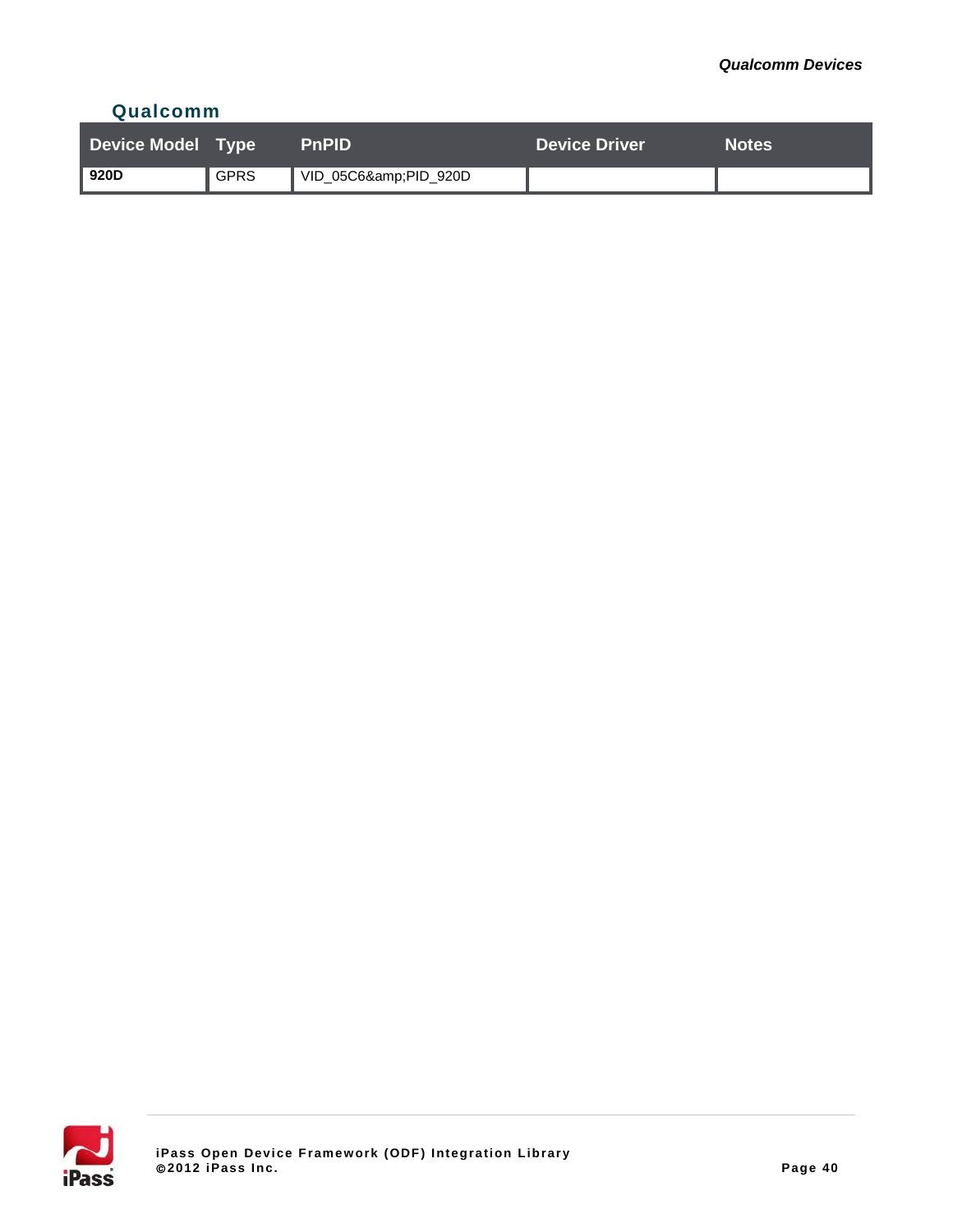## Qualcomm

| Device Model | Type | PnPID | Device Driver | Notes |
|---|---|---|---|---|
| **920D** | GPRS | VID_05C6&amp;PID_920D | | |